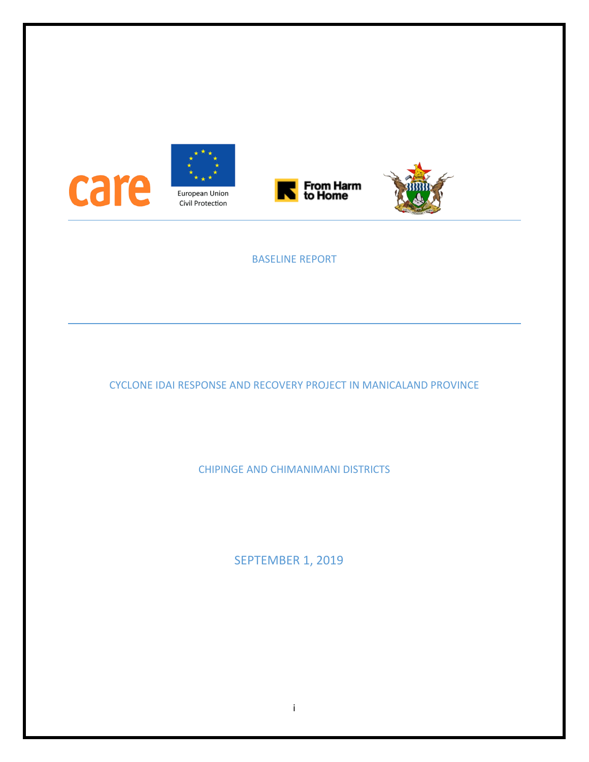care

European Union
Civil Protection

From Harm to Home

# BASELINE REPORT

## CYCLONE IDAI RESPONSE AND RECOVERY PROJECT IN MANICALAND PROVINCE

## CHIPINGE AND CHIMANIMANI DISTRICTS

SEPTEMBER 1, 2019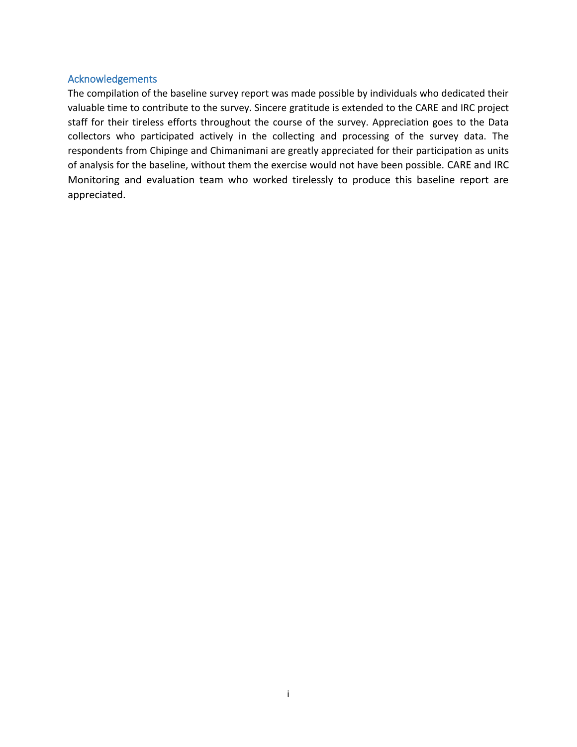## Acknowledgements

The compilation of the baseline survey report was made possible by individuals who dedicated their valuable time to contribute to the survey. Sincere gratitude is extended to the CARE and IRC project staff for their tireless efforts throughout the course of the survey. Appreciation goes to the Data collectors who participated actively in the collecting and processing of the survey data. The respondents from Chipinge and Chimanimani are greatly appreciated for their participation as units of analysis for the baseline, without them the exercise would not have been possible. CARE and IRC Monitoring and evaluation team who worked tirelessly to produce this baseline report are appreciated.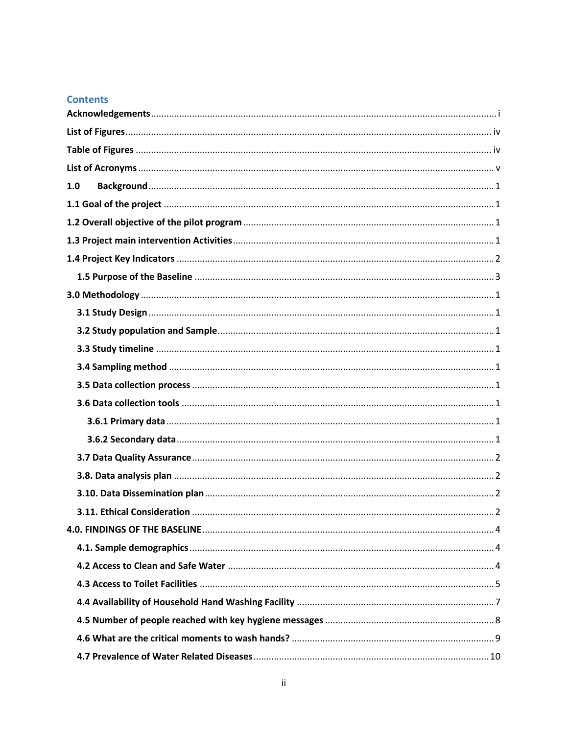## Contents

Acknowledgements .......... i

List of Figures .......... iv

Table of Figures .......... iv

List of Acronyms .......... v

1.0 Background .......... 1

1.1 Goal of the project .......... 1

1.2 Overall objective of the pilot program .......... 1

1.3 Project main intervention Activities .......... 1

1.4 Project Key Indicators .......... 2

- 1.5 Purpose of the Baseline .......... 3

3.0 Methodology .......... 1

- 3.1 Study Design .......... 1
- 3.2 Study population and Sample .......... 1
- 3.3 Study timeline .......... 1
- 3.4 Sampling method .......... 1
- 3.5 Data collection process .......... 1
- 3.6 Data collection tools .......... 1
  - 3.6.1 Primary data .......... 1
  - 3.6.2 Secondary data .......... 1
- 3.7 Data Quality Assurance .......... 2
- 3.8. Data analysis plan .......... 2
- 3.10. Data Dissemination plan .......... 2
- 3.11. Ethical Consideration .......... 2

4.0. FINDINGS OF THE BASELINE .......... 4

- 4.1. Sample demographics .......... 4
- 4.2 Access to Clean and Safe Water .......... 4
- 4.3 Access to Toilet Facilities .......... 5
- 4.4 Availability of Household Hand Washing Facility .......... 7
- 4.5 Number of people reached with key hygiene messages .......... 8
- 4.6 What are the critical moments to wash hands? .......... 9
- 4.7 Prevalence of Water Related Diseases .......... 10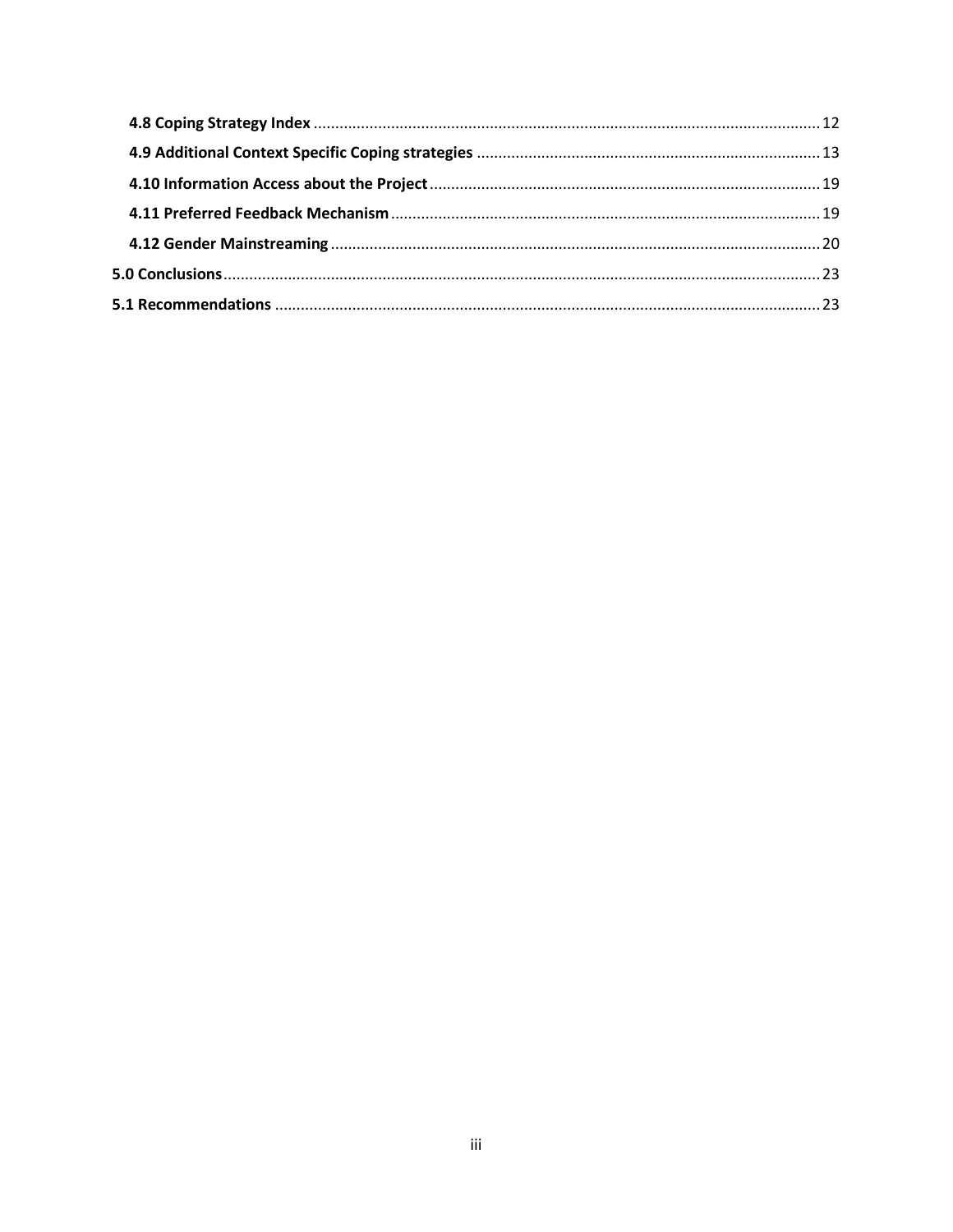**4.8 Coping Strategy Index** ..................................................................... 12

**4.9 Additional Context Specific Coping strategies** ..................................................................... 13

**4.10 Information Access about the Project** ..................................................................... 19

**4.11 Preferred Feedback Mechanism** ..................................................................... 19

**4.12 Gender Mainstreaming** ..................................................................... 20

**5.0 Conclusions** ..................................................................... 23

**5.1 Recommendations** ..................................................................... 23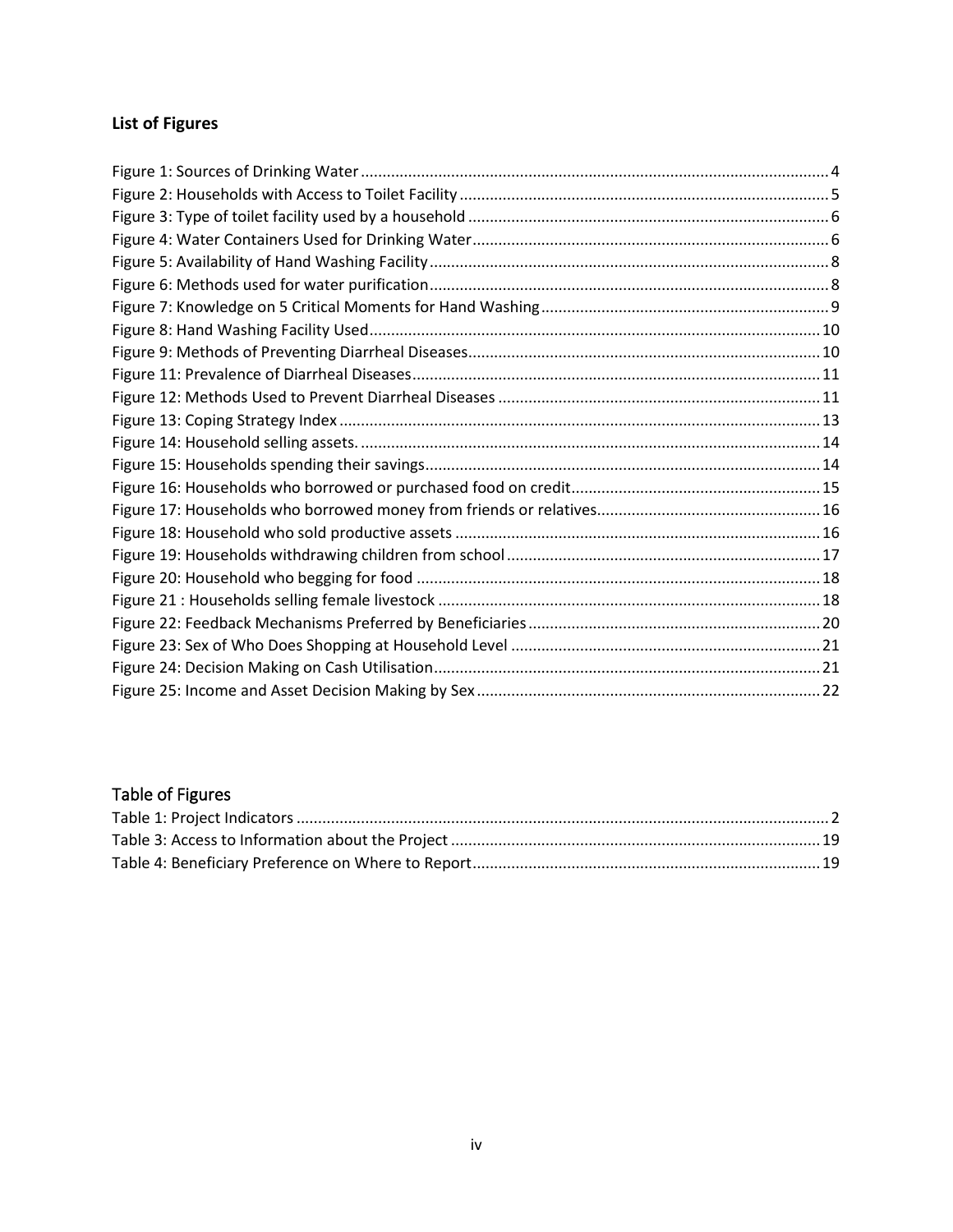**List of Figures**

Figure 1: Sources of Drinking Water ........................................................................................................... 4
Figure 2: Households with Access to Toilet Facility ..................................................................................... 5
Figure 3: Type of toilet facility used by a household ................................................................................... 6
Figure 4: Water Containers Used for Drinking Water .................................................................................. 6
Figure 5: Availability of Hand Washing Facility ............................................................................................ 8
Figure 6: Methods used for water purification ............................................................................................ 8
Figure 7: Knowledge on 5 Critical Moments for Hand Washing ................................................................... 9
Figure 8: Hand Washing Facility Used ........................................................................................................ 10
Figure 9: Methods of Preventing Diarrheal Diseases ................................................................................. 10
Figure 11: Prevalence of Diarrheal Diseases .............................................................................................. 11
Figure 12: Methods Used to Prevent Diarrheal Diseases ........................................................................... 11
Figure 13: Coping Strategy Index ............................................................................................................... 13
Figure 14: Household selling assets. .......................................................................................................... 14
Figure 15: Households spending their savings ........................................................................................... 14
Figure 16: Households who borrowed or purchased food on credit .......................................................... 15
Figure 17: Households who borrowed money from friends or relatives .................................................... 16
Figure 18: Household who sold productive assets .................................................................................... 16
Figure 19: Households withdrawing children from school ......................................................................... 17
Figure 20: Household who begging for food ............................................................................................. 18
Figure 21 : Households selling female livestock ........................................................................................ 18
Figure 22: Feedback Mechanisms Preferred by Beneficiaries .................................................................... 20
Figure 23: Sex of Who Does Shopping at Household Level ....................................................................... 21
Figure 24: Decision Making on Cash Utilisation ......................................................................................... 21
Figure 25: Income and Asset Decision Making by Sex ............................................................................... 22

## Table of Figures

Table 1: Project Indicators ........................................................................................................................... 2
Table 3: Access to Information about the Project ..................................................................................... 19
Table 4: Beneficiary Preference on Where to Report ................................................................................ 19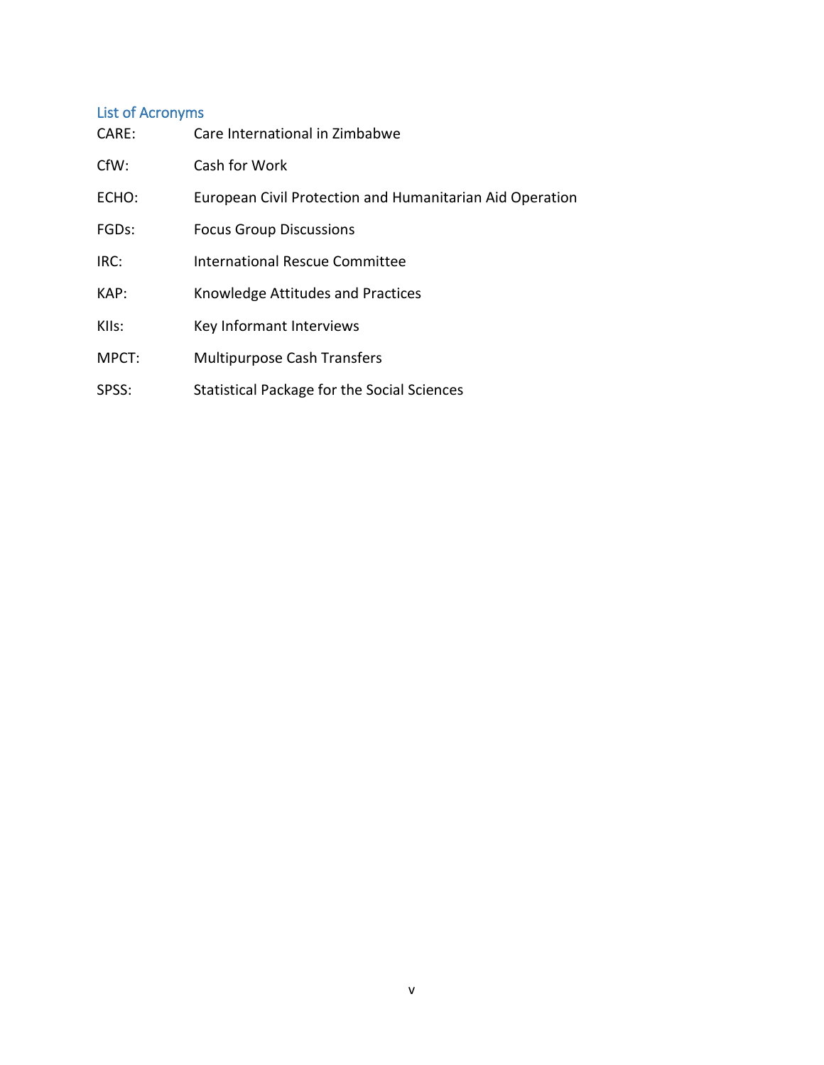## List of Acronyms

| | |
|---|---|
| CARE: | Care International in Zimbabwe |
| CfW: | Cash for Work |
| ECHO: | European Civil Protection and Humanitarian Aid Operation |
| FGDs: | Focus Group Discussions |
| IRC: | International Rescue Committee |
| KAP: | Knowledge Attitudes and Practices |
| KIIs: | Key Informant Interviews |
| MPCT: | Multipurpose Cash Transfers |
| SPSS: | Statistical Package for the Social Sciences |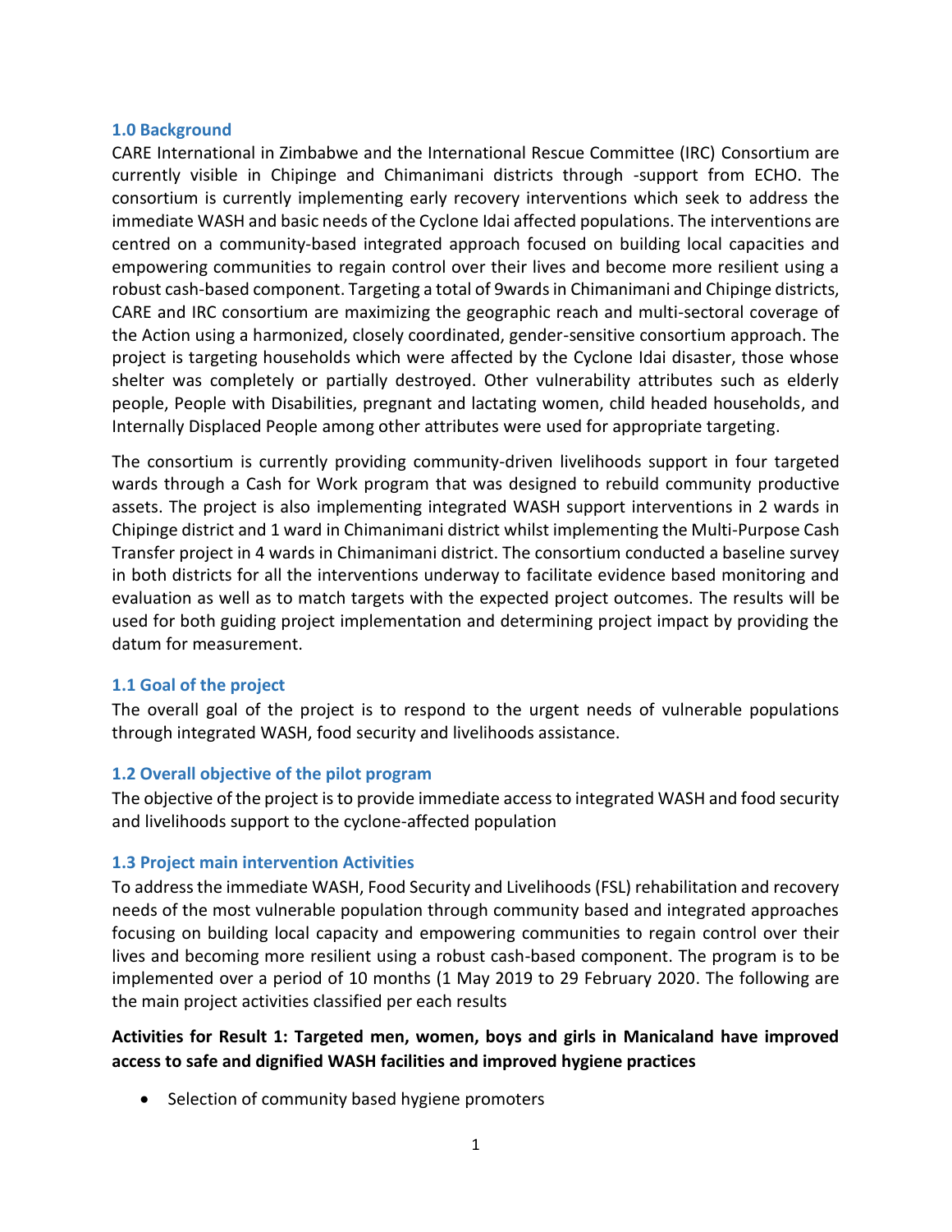### 1.0 Background

CARE International in Zimbabwe and the International Rescue Committee (IRC) Consortium are currently visible in Chipinge and Chimanimani districts through -support from ECHO. The consortium is currently implementing early recovery interventions which seek to address the immediate WASH and basic needs of the Cyclone Idai affected populations. The interventions are centred on a community-based integrated approach focused on building local capacities and empowering communities to regain control over their lives and become more resilient using a robust cash-based component. Targeting a total of 9wards in Chimanimani and Chipinge districts, CARE and IRC consortium are maximizing the geographic reach and multi-sectoral coverage of the Action using a harmonized, closely coordinated, gender-sensitive consortium approach. The project is targeting households which were affected by the Cyclone Idai disaster, those whose shelter was completely or partially destroyed. Other vulnerability attributes such as elderly people, People with Disabilities, pregnant and lactating women, child headed households, and Internally Displaced People among other attributes were used for appropriate targeting.

The consortium is currently providing community-driven livelihoods support in four targeted wards through a Cash for Work program that was designed to rebuild community productive assets. The project is also implementing integrated WASH support interventions in 2 wards in Chipinge district and 1 ward in Chimanimani district whilst implementing the Multi-Purpose Cash Transfer project in 4 wards in Chimanimani district. The consortium conducted a baseline survey in both districts for all the interventions underway to facilitate evidence based monitoring and evaluation as well as to match targets with the expected project outcomes. The results will be used for both guiding project implementation and determining project impact by providing the datum for measurement.

### 1.1 Goal of the project

The overall goal of the project is to respond to the urgent needs of vulnerable populations through integrated WASH, food security and livelihoods assistance.

### 1.2 Overall objective of the pilot program

The objective of the project is to provide immediate access to integrated WASH and food security and livelihoods support to the cyclone-affected population

### 1.3 Project main intervention Activities

To address the immediate WASH, Food Security and Livelihoods (FSL) rehabilitation and recovery needs of the most vulnerable population through community based and integrated approaches focusing on building local capacity and empowering communities to regain control over their lives and becoming more resilient using a robust cash-based component. The program is to be implemented over a period of 10 months (1 May 2019 to 29 February 2020. The following are the main project activities classified per each results

**Activities for Result 1: Targeted men, women, boys and girls in Manicaland have improved access to safe and dignified WASH facilities and improved hygiene practices**

- Selection of community based hygiene promoters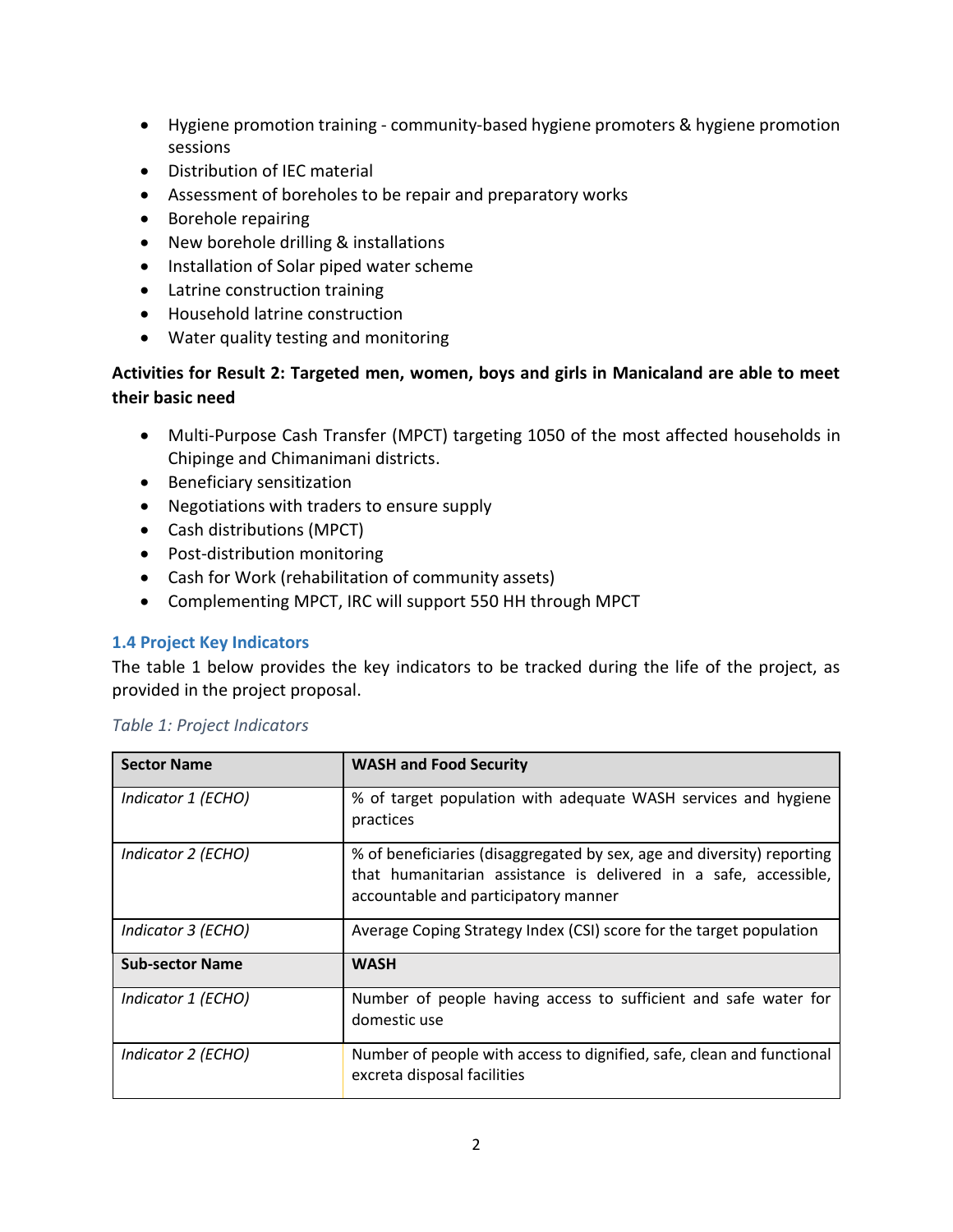- Hygiene promotion training - community-based hygiene promoters & hygiene promotion sessions
- Distribution of IEC material
- Assessment of boreholes to be repair and preparatory works
- Borehole repairing
- New borehole drilling & installations
- Installation of Solar piped water scheme
- Latrine construction training
- Household latrine construction
- Water quality testing and monitoring

**Activities for Result 2: Targeted men, women, boys and girls in Manicaland are able to meet their basic need**

- Multi-Purpose Cash Transfer (MPCT) targeting 1050 of the most affected households in Chipinge and Chimanimani districts.
- Beneficiary sensitization
- Negotiations with traders to ensure supply
- Cash distributions (MPCT)
- Post-distribution monitoring
- Cash for Work (rehabilitation of community assets)
- Complementing MPCT, IRC will support 550 HH through MPCT

### 1.4 Project Key Indicators

The table 1 below provides the key indicators to be tracked during the life of the project, as provided in the project proposal.

*Table 1: Project Indicators*

| **Sector Name** | **WASH and Food Security** |
|---|---|
| *Indicator 1 (ECHO)* | % of target population with adequate WASH services and hygiene practices |
| *Indicator 2 (ECHO)* | % of beneficiaries (disaggregated by sex, age and diversity) reporting that humanitarian assistance is delivered in a safe, accessible, accountable and participatory manner |
| *Indicator 3 (ECHO)* | Average Coping Strategy Index (CSI) score for the target population |
| **Sub-sector Name** | **WASH** |
| *Indicator 1 (ECHO)* | Number of people having access to sufficient and safe water for domestic use |
| *Indicator 2 (ECHO)* | Number of people with access to dignified, safe, clean and functional excreta disposal facilities |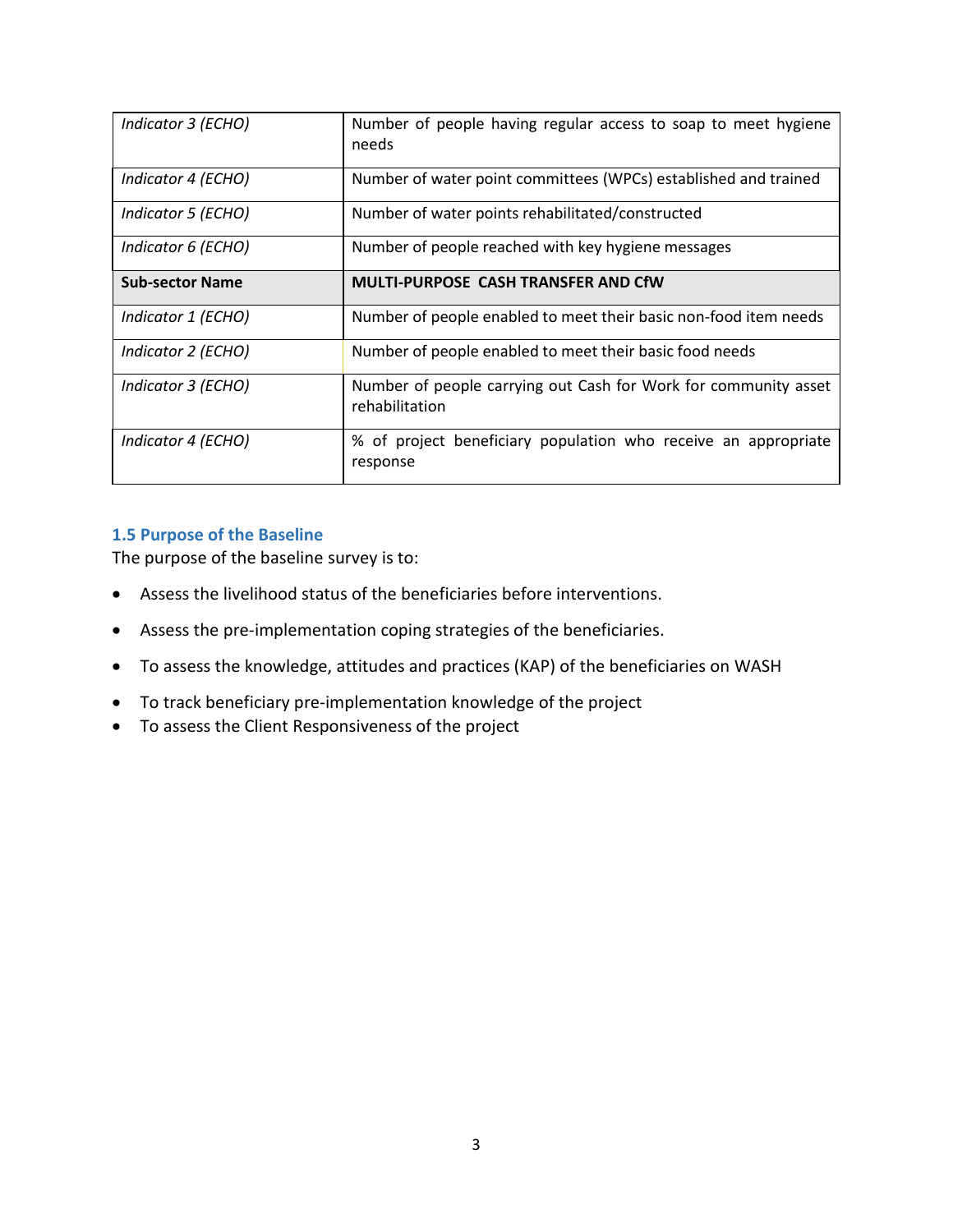| | |
|---|---|
| *Indicator 3 (ECHO)* | Number of people having regular access to soap to meet hygiene needs |
| *Indicator 4 (ECHO)* | Number of water point committees (WPCs) established and trained |
| *Indicator 5 (ECHO)* | Number of water points rehabilitated/constructed |
| *Indicator 6 (ECHO)* | Number of people reached with key hygiene messages |
| **Sub-sector Name** | **MULTI-PURPOSE CASH TRANSFER AND CfW** |
| *Indicator 1 (ECHO)* | Number of people enabled to meet their basic non-food item needs |
| *Indicator 2 (ECHO)* | Number of people enabled to meet their basic food needs |
| *Indicator 3 (ECHO)* | Number of people carrying out Cash for Work for community asset rehabilitation |
| *Indicator 4 (ECHO)* | % of project beneficiary population who receive an appropriate response |

### 1.5 Purpose of the Baseline

The purpose of the baseline survey is to:

- Assess the livelihood status of the beneficiaries before interventions.
- Assess the pre-implementation coping strategies of the beneficiaries.
- To assess the knowledge, attitudes and practices (KAP) of the beneficiaries on WASH
- To track beneficiary pre-implementation knowledge of the project
- To assess the Client Responsiveness of the project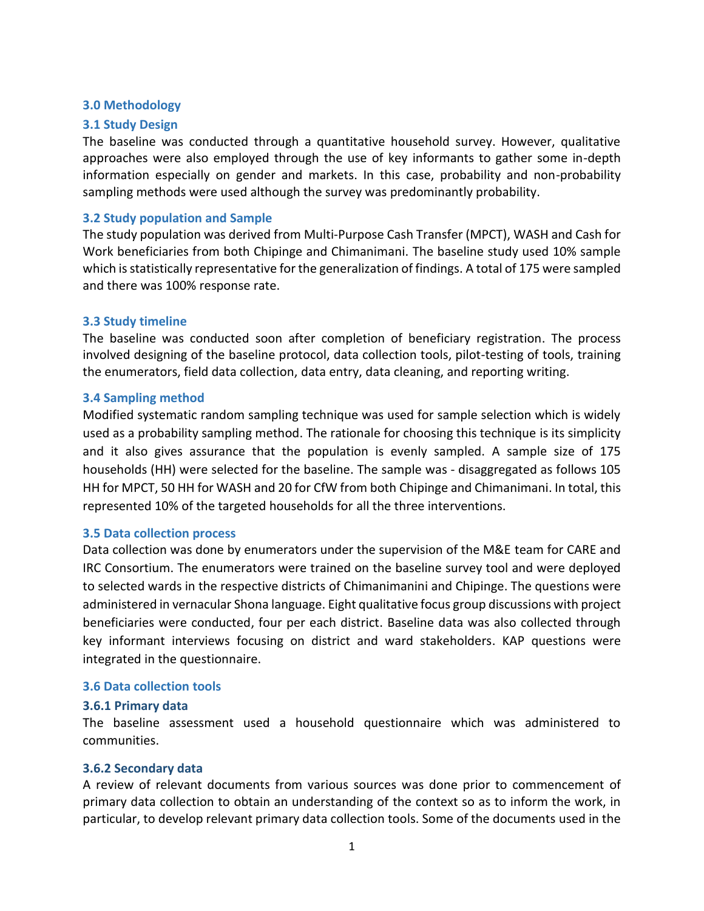## 3.0 Methodology

### 3.1 Study Design

The baseline was conducted through a quantitative household survey. However, qualitative approaches were also employed through the use of key informants to gather some in-depth information especially on gender and markets. In this case, probability and non-probability sampling methods were used although the survey was predominantly probability.

### 3.2 Study population and Sample

The study population was derived from Multi-Purpose Cash Transfer (MPCT), WASH and Cash for Work beneficiaries from both Chipinge and Chimanimani. The baseline study used 10% sample which is statistically representative for the generalization of findings. A total of 175 were sampled and there was 100% response rate.

### 3.3 Study timeline

The baseline was conducted soon after completion of beneficiary registration. The process involved designing of the baseline protocol, data collection tools, pilot-testing of tools, training the enumerators, field data collection, data entry, data cleaning, and reporting writing.

### 3.4 Sampling method

Modified systematic random sampling technique was used for sample selection which is widely used as a probability sampling method. The rationale for choosing this technique is its simplicity and it also gives assurance that the population is evenly sampled. A sample size of 175 households (HH) were selected for the baseline. The sample was - disaggregated as follows 105 HH for MPCT, 50 HH for WASH and 20 for CfW from both Chipinge and Chimanimani. In total, this represented 10% of the targeted households for all the three interventions.

### 3.5 Data collection process

Data collection was done by enumerators under the supervision of the M&E team for CARE and IRC Consortium. The enumerators were trained on the baseline survey tool and were deployed to selected wards in the respective districts of Chimanimanini and Chipinge. The questions were administered in vernacular Shona language. Eight qualitative focus group discussions with project beneficiaries were conducted, four per each district. Baseline data was also collected through key informant interviews focusing on district and ward stakeholders. KAP questions were integrated in the questionnaire.

### 3.6 Data collection tools

#### 3.6.1 Primary data

The baseline assessment used a household questionnaire which was administered to communities.

#### 3.6.2 Secondary data

A review of relevant documents from various sources was done prior to commencement of primary data collection to obtain an understanding of the context so as to inform the work, in particular, to develop relevant primary data collection tools. Some of the documents used in the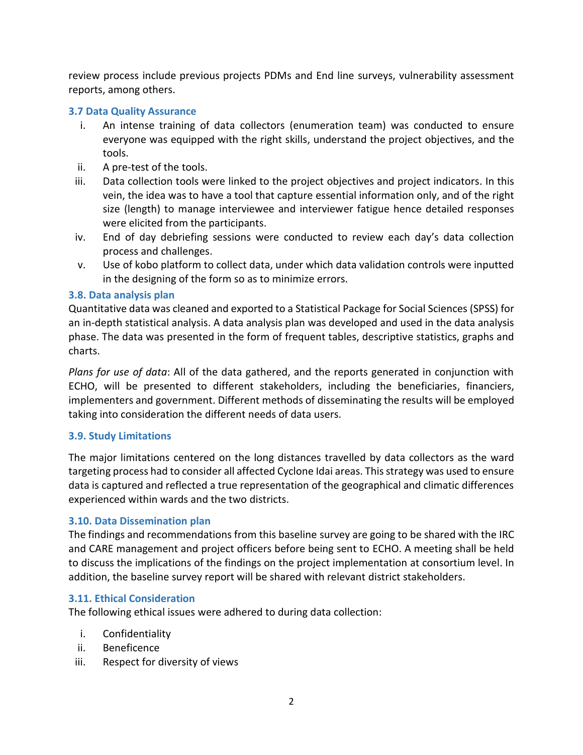review process include previous projects PDMs and End line surveys, vulnerability assessment reports, among others.

### 3.7 Data Quality Assurance

i. An intense training of data collectors (enumeration team) was conducted to ensure everyone was equipped with the right skills, understand the project objectives, and the tools.
ii. A pre-test of the tools.
iii. Data collection tools were linked to the project objectives and project indicators. In this vein, the idea was to have a tool that capture essential information only, and of the right size (length) to manage interviewee and interviewer fatigue hence detailed responses were elicited from the participants.
iv. End of day debriefing sessions were conducted to review each day's data collection process and challenges.
v. Use of kobo platform to collect data, under which data validation controls were inputted in the designing of the form so as to minimize errors.

### 3.8. Data analysis plan

Quantitative data was cleaned and exported to a Statistical Package for Social Sciences (SPSS) for an in-depth statistical analysis. A data analysis plan was developed and used in the data analysis phase. The data was presented in the form of frequent tables, descriptive statistics, graphs and charts.

*Plans for use of data*: All of the data gathered, and the reports generated in conjunction with ECHO, will be presented to different stakeholders, including the beneficiaries, financiers, implementers and government. Different methods of disseminating the results will be employed taking into consideration the different needs of data users.

### 3.9. Study Limitations

The major limitations centered on the long distances travelled by data collectors as the ward targeting process had to consider all affected Cyclone Idai areas. This strategy was used to ensure data is captured and reflected a true representation of the geographical and climatic differences experienced within wards and the two districts.

### 3.10. Data Dissemination plan

The findings and recommendations from this baseline survey are going to be shared with the IRC and CARE management and project officers before being sent to ECHO. A meeting shall be held to discuss the implications of the findings on the project implementation at consortium level. In addition, the baseline survey report will be shared with relevant district stakeholders.

### 3.11. Ethical Consideration

The following ethical issues were adhered to during data collection:

i. Confidentiality
ii. Beneficence
iii. Respect for diversity of views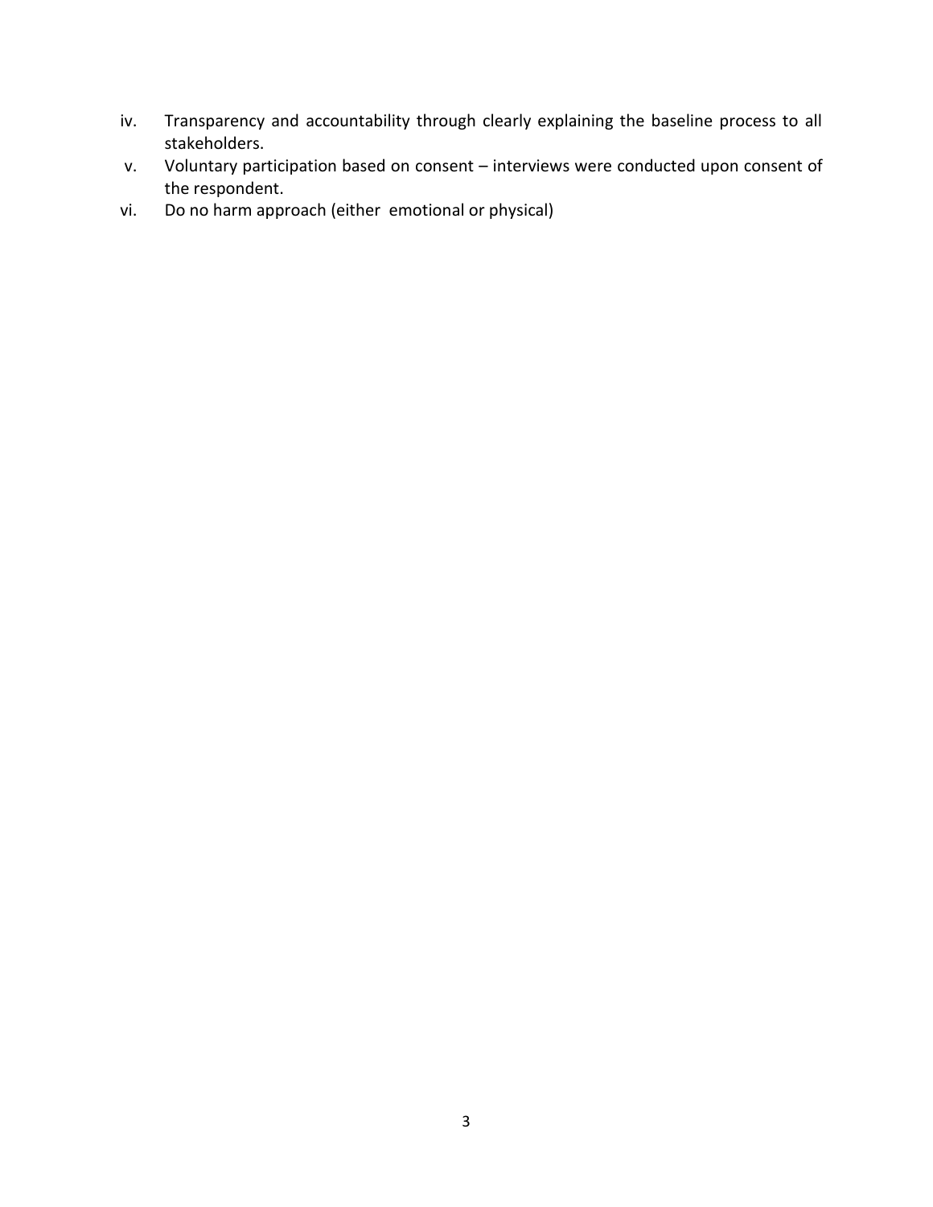iv. Transparency and accountability through clearly explaining the baseline process to all stakeholders.
v. Voluntary participation based on consent – interviews were conducted upon consent of the respondent.
vi. Do no harm approach (either emotional or physical)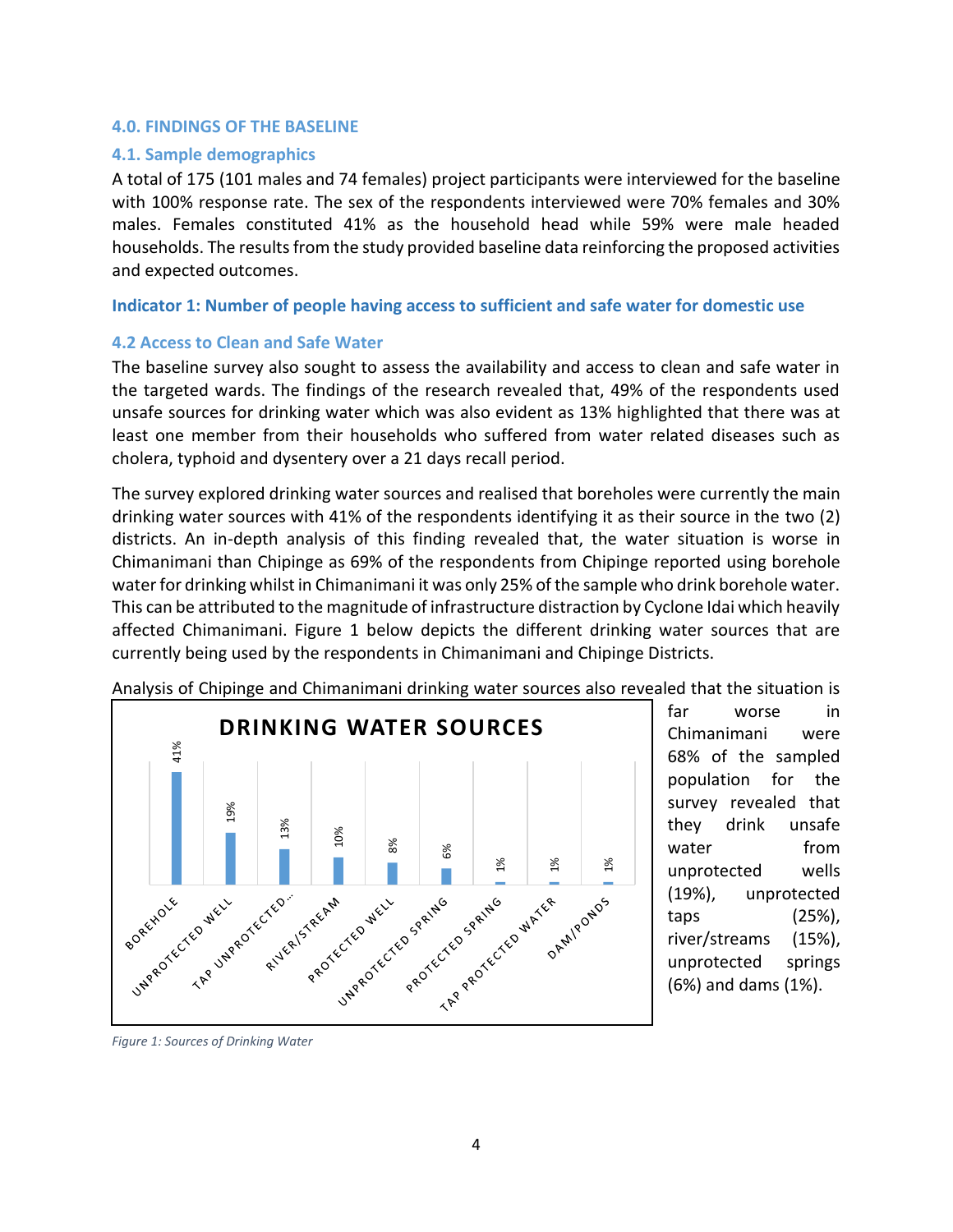## 4.0. FINDINGS OF THE BASELINE

### 4.1. Sample demographics

A total of 175 (101 males and 74 females) project participants were interviewed for the baseline with 100% response rate. The sex of the respondents interviewed were 70% females and 30% males. Females constituted 41% as the household head while 59% were male headed households. The results from the study provided baseline data reinforcing the proposed activities and expected outcomes.

**Indicator 1: Number of people having access to sufficient and safe water for domestic use**

### 4.2 Access to Clean and Safe Water

The baseline survey also sought to assess the availability and access to clean and safe water in the targeted wards. The findings of the research revealed that, 49% of the respondents used unsafe sources for drinking water which was also evident as 13% highlighted that there was at least one member from their households who suffered from water related diseases such as cholera, typhoid and dysentery over a 21 days recall period.

The survey explored drinking water sources and realised that boreholes were currently the main drinking water sources with 41% of the respondents identifying it as their source in the two (2) districts. An in-depth analysis of this finding revealed that, the water situation is worse in Chimanimani than Chipinge as 69% of the respondents from Chipinge reported using borehole water for drinking whilst in Chimanimani it was only 25% of the sample who drink borehole water. This can be attributed to the magnitude of infrastructure distraction by Cyclone Idai which heavily affected Chimanimani. Figure 1 below depicts the different drinking water sources that are currently being used by the respondents in Chimanimani and Chipinge Districts.

Analysis of Chipinge and Chimanimani drinking water sources also revealed that the situation is far worse in Chimanimani were 68% of the sampled population for the survey revealed that they drink unsafe water from unprotected wells (19%), unprotected taps (25%), river/streams (15%), unprotected springs (6%) and dams (1%).

**DRINKING WATER SOURCES**

| Source | % |
|---|---|
| BOREHOLE | 41% |
| UNPROTECTED WELL | 19% |
| TAP UNPROTECTED... | 13% |
| RIVER/STREAM | 10% |
| PROTECTED WELL | 8% |
| UNPROTECTED SPRING | 6% |
| PROTECTED SPRING | 1% |
| TAP PROTECTED WATER | 1% |
| DAM/PONDS | 1% |

*Figure 1: Sources of Drinking Water*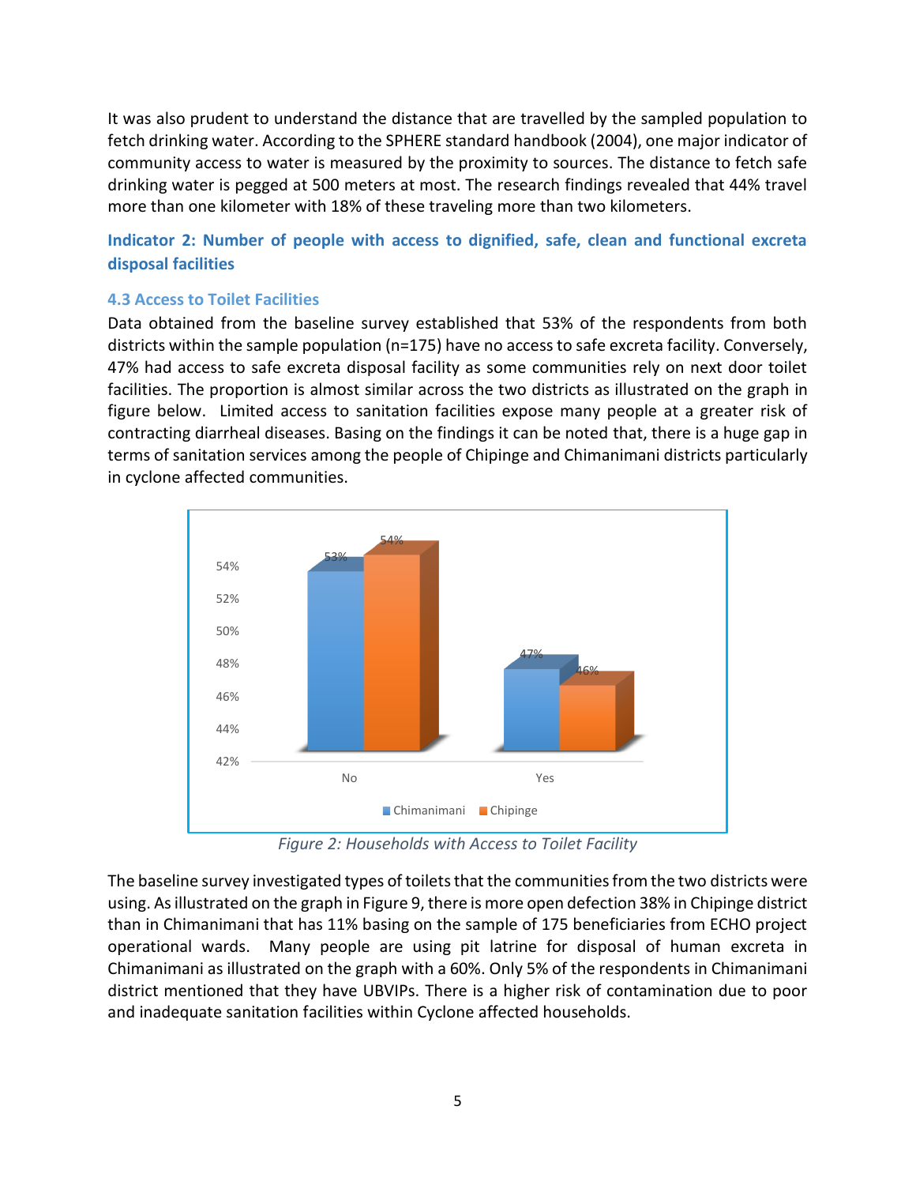It was also prudent to understand the distance that are travelled by the sampled population to fetch drinking water. According to the SPHERE standard handbook (2004), one major indicator of community access to water is measured by the proximity to sources. The distance to fetch safe drinking water is pegged at 500 meters at most. The research findings revealed that 44% travel more than one kilometer with 18% of these traveling more than two kilometers.

### Indicator 2: Number of people with access to dignified, safe, clean and functional excreta disposal facilities

### 4.3 Access to Toilet Facilities

Data obtained from the baseline survey established that 53% of the respondents from both districts within the sample population (n=175) have no access to safe excreta facility. Conversely, 47% had access to safe excreta disposal facility as some communities rely on next door toilet facilities. The proportion is almost similar across the two districts as illustrated on the graph in figure below. Limited access to sanitation facilities expose many people at a greater risk of contracting diarrheal diseases. Basing on the findings it can be noted that, there is a huge gap in terms of sanitation services among the people of Chipinge and Chimanimani districts particularly in cyclone affected communities.

| | Chimanimani | Chipinge |
|---|---|---|
| No | 53% | 54% |
| Yes | 47% | 46% |

*Figure 2: Households with Access to Toilet Facility*

The baseline survey investigated types of toilets that the communities from the two districts were using. As illustrated on the graph in Figure 9, there is more open defection 38% in Chipinge district than in Chimanimani that has 11% basing on the sample of 175 beneficiaries from ECHO project operational wards. Many people are using pit latrine for disposal of human excreta in Chimanimani as illustrated on the graph with a 60%. Only 5% of the respondents in Chimanimani district mentioned that they have UBVIPs. There is a higher risk of contamination due to poor and inadequate sanitation facilities within Cyclone affected households.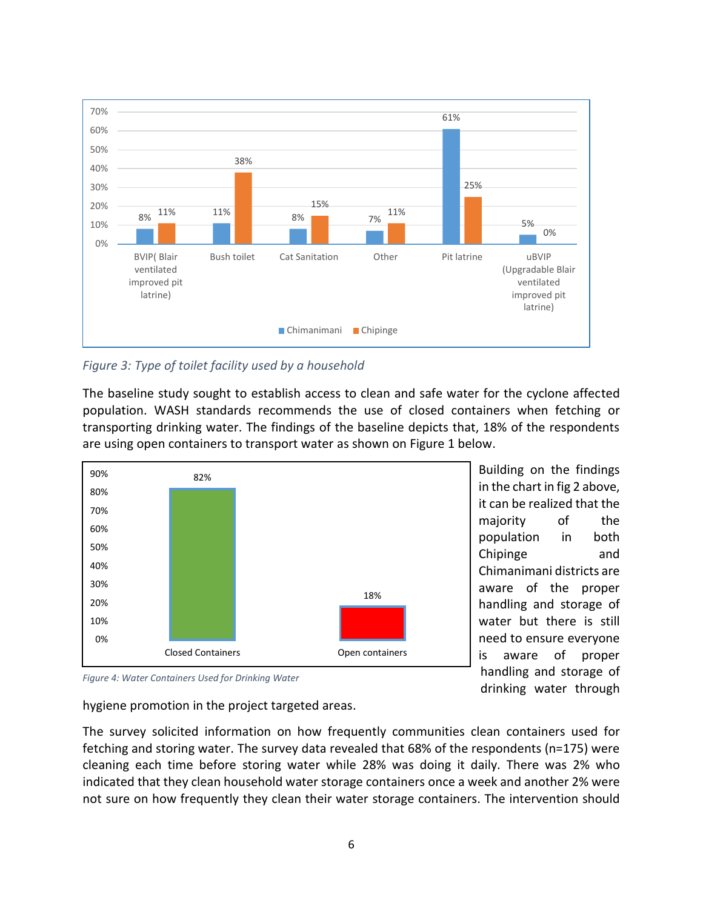| | Chimanimani | Chipinge |
|---|---|---|
| BVIP( Blair ventilated improved pit latrine) | 8% | 11% |
| Bush toilet | 11% | 38% |
| Cat Sanitation | 8% | 15% |
| Other | 7% | 11% |
| Pit latrine | 61% | 25% |
| uBVIP (Upgradable Blair ventilated improved pit latrine) | 5% | 0% |

*Figure 3: Type of toilet facility used by a household*

The baseline study sought to establish access to clean and safe water for the cyclone affected population. WASH standards recommends the use of closed containers when fetching or transporting drinking water. The findings of the baseline depicts that, 18% of the respondents are using open containers to transport water as shown on Figure 1 below.

| Closed Containers | Open containers |
|---|---|
| 82% | 18% |

*Figure 4: Water Containers Used for Drinking Water*

Building on the findings in the chart in fig 2 above, it can be realized that the majority of the population in both Chipinge and Chimanimani districts are aware of the proper handling and storage of water but there is still need to ensure everyone is aware of proper handling and storage of drinking water through hygiene promotion in the project targeted areas.

The survey solicited information on how frequently communities clean containers used for fetching and storing water. The survey data revealed that 68% of the respondents (n=175) were cleaning each time before storing water while 28% was doing it daily. There was 2% who indicated that they clean household water storage containers once a week and another 2% were not sure on how frequently they clean their water storage containers. The intervention should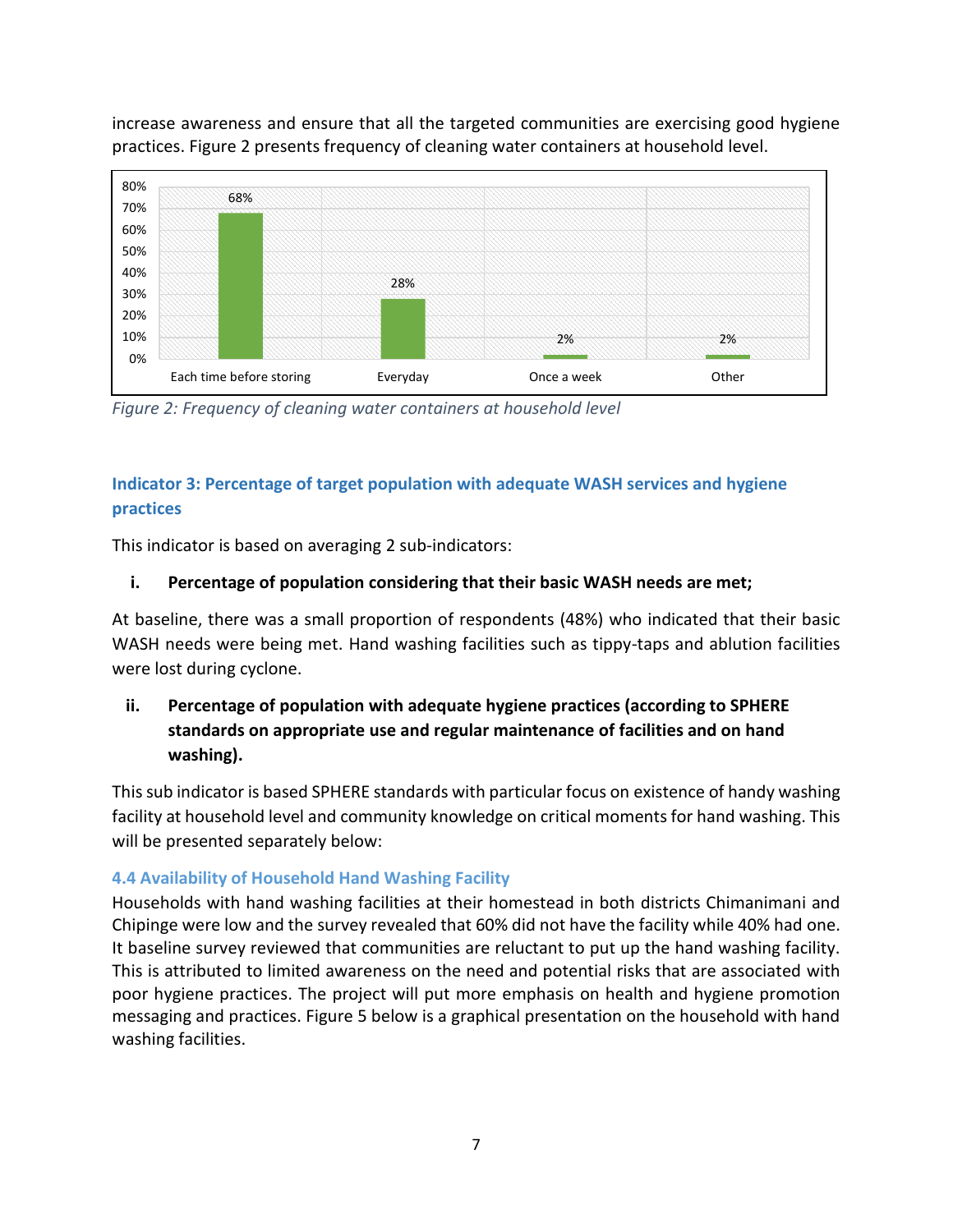increase awareness and ensure that all the targeted communities are exercising good hygiene practices. Figure 2 presents frequency of cleaning water containers at household level.

| Frequency | Percentage |
|---|---|
| Each time before storing | 68% |
| Everyday | 28% |
| Once a week | 2% |
| Other | 2% |

*Figure 2: Frequency of cleaning water containers at household level*

### Indicator 3: Percentage of target population with adequate WASH services and hygiene practices

This indicator is based on averaging 2 sub-indicators:

**i. Percentage of population considering that their basic WASH needs are met;**

At baseline, there was a small proportion of respondents (48%) who indicated that their basic WASH needs were being met. Hand washing facilities such as tippy-taps and ablution facilities were lost during cyclone.

**ii. Percentage of population with adequate hygiene practices (according to SPHERE standards on appropriate use and regular maintenance of facilities and on hand washing).**

This sub indicator is based SPHERE standards with particular focus on existence of handy washing facility at household level and community knowledge on critical moments for hand washing. This will be presented separately below:

#### 4.4 Availability of Household Hand Washing Facility

Households with hand washing facilities at their homestead in both districts Chimanimani and Chipinge were low and the survey revealed that 60% did not have the facility while 40% had one. It baseline survey reviewed that communities are reluctant to put up the hand washing facility. This is attributed to limited awareness on the need and potential risks that are associated with poor hygiene practices. The project will put more emphasis on health and hygiene promotion messaging and practices. Figure 5 below is a graphical presentation on the household with hand washing facilities.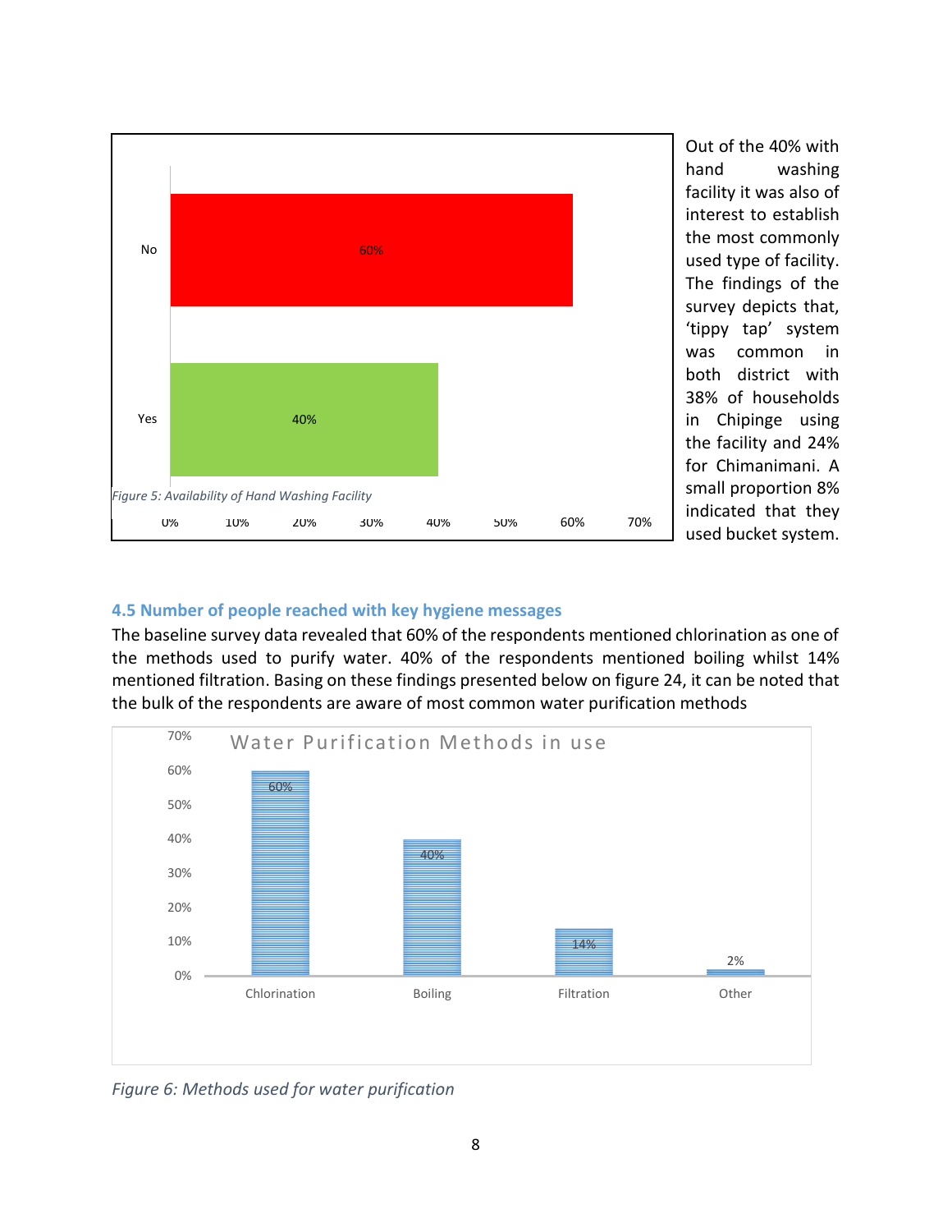Figure 5: Availability of Hand Washing Facility

| Response | Percentage |
|---|---|
| No | 60% |
| Yes | 40% |

Out of the 40% with hand washing facility it was also of interest to establish the most commonly used type of facility. The findings of the survey depicts that, 'tippy tap' system was common in both district with 38% of households in Chipinge using the facility and 24% for Chimanimani. A small proportion 8% indicated that they used bucket system.

### 4.5 Number of people reached with key hygiene messages

The baseline survey data revealed that 60% of the respondents mentioned chlorination as one of the methods used to purify water. 40% of the respondents mentioned boiling whilst 14% mentioned filtration. Basing on these findings presented below on figure 24, it can be noted that the bulk of the respondents are aware of most common water purification methods

Water Purification Methods in use

| Method | Percentage |
|---|---|
| Chlorination | 60% |
| Boiling | 40% |
| Filtration | 14% |
| Other | 2% |

*Figure 6: Methods used for water purification*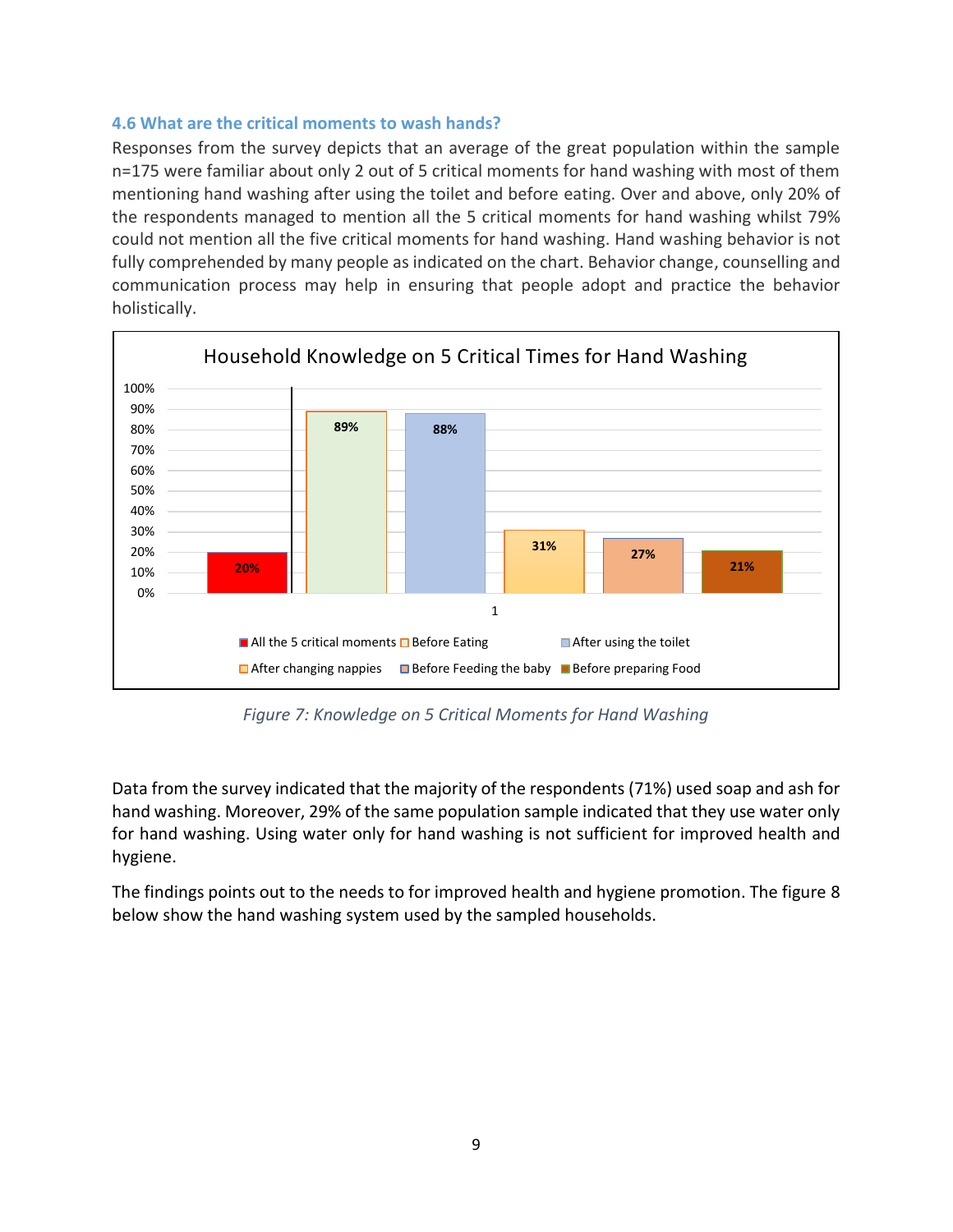### 4.6 What are the critical moments to wash hands?

Responses from the survey depicts that an average of the great population within the sample n=175 were familiar about only 2 out of 5 critical moments for hand washing with most of them mentioning hand washing after using the toilet and before eating. Over and above, only 20% of the respondents managed to mention all the 5 critical moments for hand washing whilst 79% could not mention all the five critical moments for hand washing. Hand washing behavior is not fully comprehended by many people as indicated on the chart. Behavior change, counselling and communication process may help in ensuring that people adopt and practice the behavior holistically.

**Household Knowledge on 5 Critical Times for Hand Washing**

| Critical moment | Percentage |
| --- | --- |
| All the 5 critical moments | 20% |
| Before Eating | 89% |
| After using the toilet | 88% |
| After changing nappies | 31% |
| Before Feeding the baby | 27% |
| Before preparing Food | 21% |

*Figure 7: Knowledge on 5 Critical Moments for Hand Washing*

Data from the survey indicated that the majority of the respondents (71%) used soap and ash for hand washing. Moreover, 29% of the same population sample indicated that they use water only for hand washing. Using water only for hand washing is not sufficient for improved health and hygiene.

The findings points out to the needs to for improved health and hygiene promotion. The figure 8 below show the hand washing system used by the sampled households.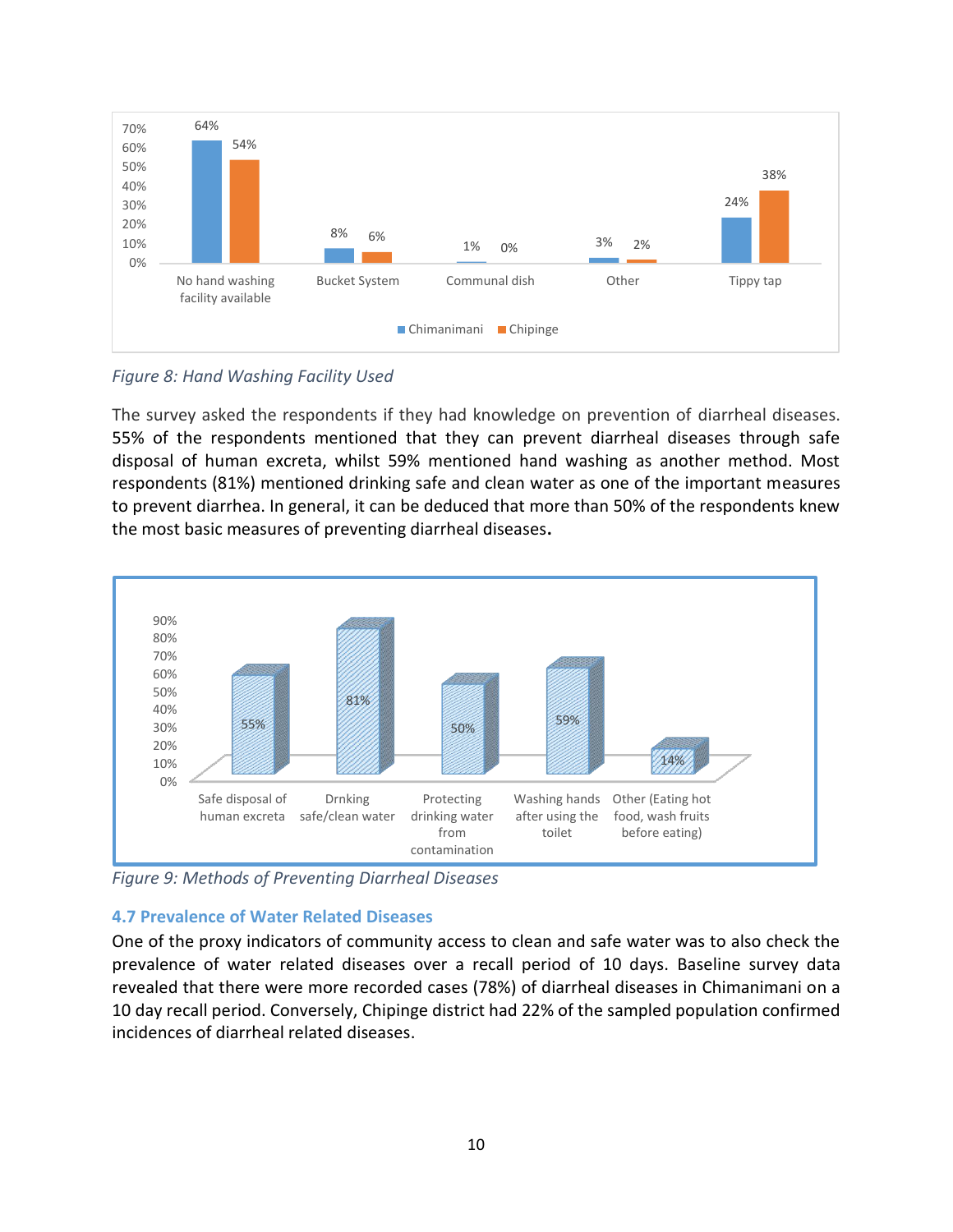Figure 8: Hand Washing Facility Used

The survey asked the respondents if they had knowledge on prevention of diarrheal diseases. 55% of the respondents mentioned that they can prevent diarrheal diseases through safe disposal of human excreta, whilst 59% mentioned hand washing as another method. Most respondents (81%) mentioned drinking safe and clean water as one of the important measures to prevent diarrhea. In general, it can be deduced that more than 50% of the respondents knew the most basic measures of preventing diarrheal diseases**.**

Figure 9: Methods of Preventing Diarrheal Diseases

### 4.7 Prevalence of Water Related Diseases

One of the proxy indicators of community access to clean and safe water was to also check the prevalence of water related diseases over a recall period of 10 days. Baseline survey data revealed that there were more recorded cases (78%) of diarrheal diseases in Chimanimani on a 10 day recall period. Conversely, Chipinge district had 22% of the sampled population confirmed incidences of diarrheal related diseases.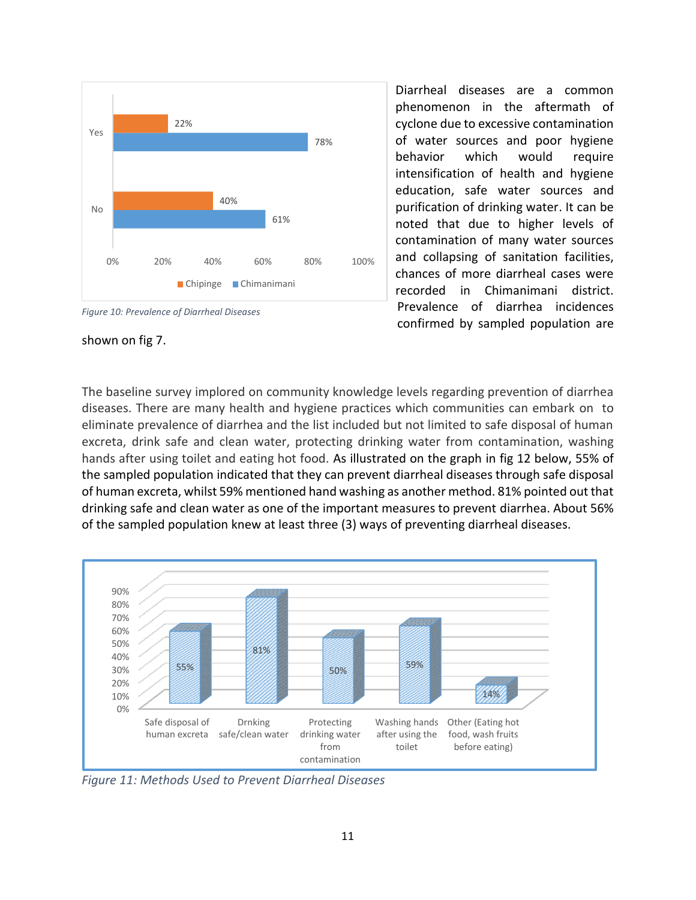Figure 10: Prevalence of Diarrheal Diseases

| | Chipinge | Chimanimani |
| --- | --- | --- |
| Yes | 22% | 78% |
| No | 40% | 61% |

Diarrheal diseases are a common phenomenon in the aftermath of cyclone due to excessive contamination of water sources and poor hygiene behavior which would require intensification of health and hygiene education, safe water sources and purification of drinking water. It can be noted that due to higher levels of contamination of many water sources and collapsing of sanitation facilities, chances of more diarrheal cases were recorded in Chimanimani district. Prevalence of diarrhea incidences confirmed by sampled population are shown on fig 7.

The baseline survey implored on community knowledge levels regarding prevention of diarrhea diseases. There are many health and hygiene practices which communities can embark on to eliminate prevalence of diarrhea and the list included but not limited to safe disposal of human excreta, drink safe and clean water, protecting drinking water from contamination, washing hands after using toilet and eating hot food. As illustrated on the graph in fig 12 below, 55% of the sampled population indicated that they can prevent diarrheal diseases through safe disposal of human excreta, whilst 59% mentioned hand washing as another method. 81% pointed out that drinking safe and clean water as one of the important measures to prevent diarrhea. About 56% of the sampled population knew at least three (3) ways of preventing diarrheal diseases.

| Method | Percentage |
| --- | --- |
| Safe disposal of human excreta | 55% |
| Drnking safe/clean water | 81% |
| Protecting drinking water from contamination | 50% |
| Washing hands after using the toilet | 59% |
| Other (Eating hot food, wash fruits before eating) | 14% |

Figure 11: Methods Used to Prevent Diarrheal Diseases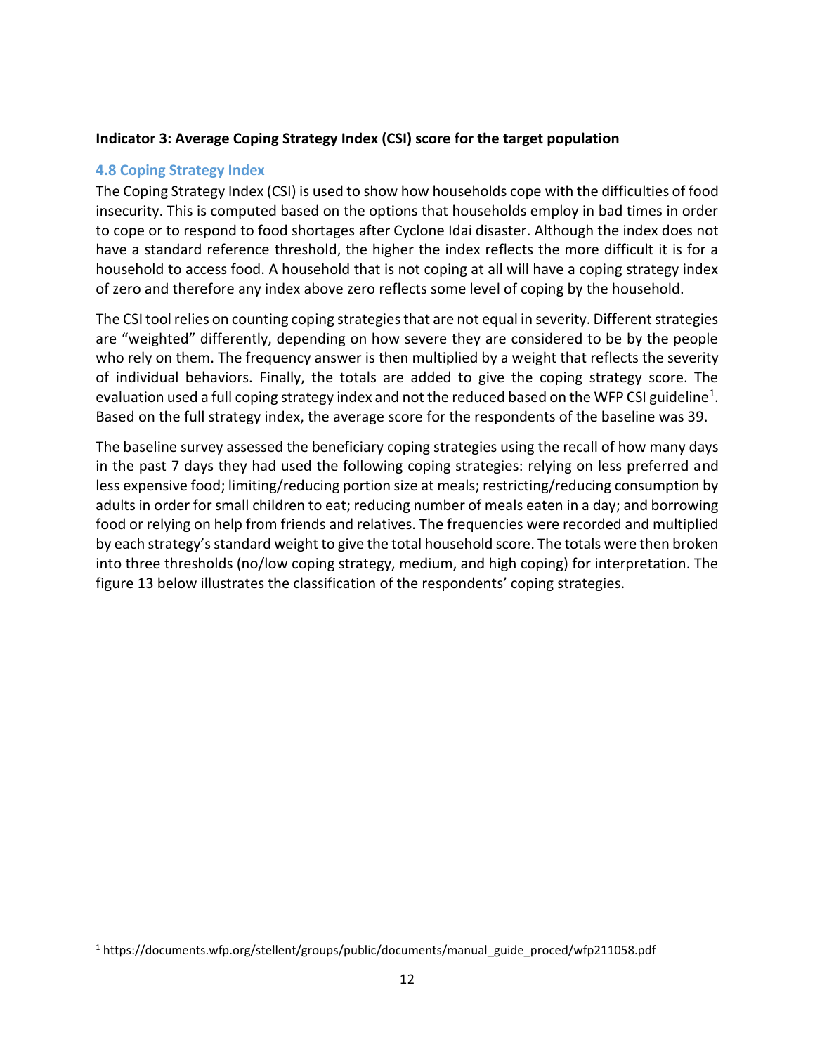**Indicator 3: Average Coping Strategy Index (CSI) score for the target population**

### 4.8 Coping Strategy Index

The Coping Strategy Index (CSI) is used to show how households cope with the difficulties of food insecurity. This is computed based on the options that households employ in bad times in order to cope or to respond to food shortages after Cyclone Idai disaster. Although the index does not have a standard reference threshold, the higher the index reflects the more difficult it is for a household to access food. A household that is not coping at all will have a coping strategy index of zero and therefore any index above zero reflects some level of coping by the household.

The CSI tool relies on counting coping strategies that are not equal in severity. Different strategies are "weighted" differently, depending on how severe they are considered to be by the people who rely on them. The frequency answer is then multiplied by a weight that reflects the severity of individual behaviors. Finally, the totals are added to give the coping strategy score. The evaluation used a full coping strategy index and not the reduced based on the WFP CSI guideline[1]. Based on the full strategy index, the average score for the respondents of the baseline was 39.

The baseline survey assessed the beneficiary coping strategies using the recall of how many days in the past 7 days they had used the following coping strategies: relying on less preferred and less expensive food; limiting/reducing portion size at meals; restricting/reducing consumption by adults in order for small children to eat; reducing number of meals eaten in a day; and borrowing food or relying on help from friends and relatives. The frequencies were recorded and multiplied by each strategy's standard weight to give the total household score. The totals were then broken into three thresholds (no/low coping strategy, medium, and high coping) for interpretation. The figure 13 below illustrates the classification of the respondents' coping strategies.

[1] https://documents.wfp.org/stellent/groups/public/documents/manual_guide_proced/wfp211058.pdf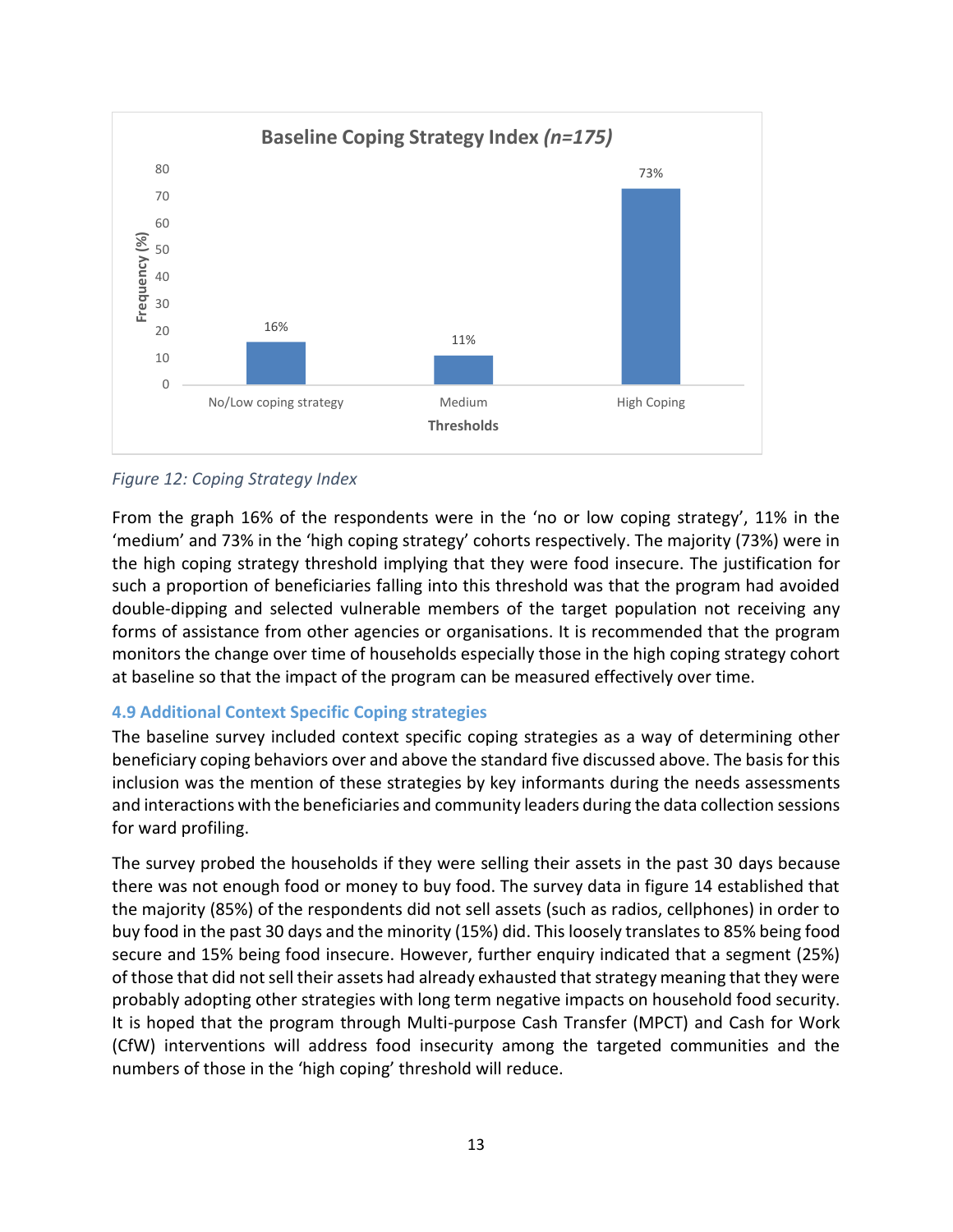*Figure 12: Coping Strategy Index*

From the graph 16% of the respondents were in the 'no or low coping strategy', 11% in the 'medium' and 73% in the 'high coping strategy' cohorts respectively. The majority (73%) were in the high coping strategy threshold implying that they were food insecure. The justification for such a proportion of beneficiaries falling into this threshold was that the program had avoided double-dipping and selected vulnerable members of the target population not receiving any forms of assistance from other agencies or organisations. It is recommended that the program monitors the change over time of households especially those in the high coping strategy cohort at baseline so that the impact of the program can be measured effectively over time.

### 4.9 Additional Context Specific Coping strategies

The baseline survey included context specific coping strategies as a way of determining other beneficiary coping behaviors over and above the standard five discussed above. The basis for this inclusion was the mention of these strategies by key informants during the needs assessments and interactions with the beneficiaries and community leaders during the data collection sessions for ward profiling.

The survey probed the households if they were selling their assets in the past 30 days because there was not enough food or money to buy food. The survey data in figure 14 established that the majority (85%) of the respondents did not sell assets (such as radios, cellphones) in order to buy food in the past 30 days and the minority (15%) did. This loosely translates to 85% being food secure and 15% being food insecure. However, further enquiry indicated that a segment (25%) of those that did not sell their assets had already exhausted that strategy meaning that they were probably adopting other strategies with long term negative impacts on household food security. It is hoped that the program through Multi-purpose Cash Transfer (MPCT) and Cash for Work (CfW) interventions will address food insecurity among the targeted communities and the numbers of those in the 'high coping' threshold will reduce.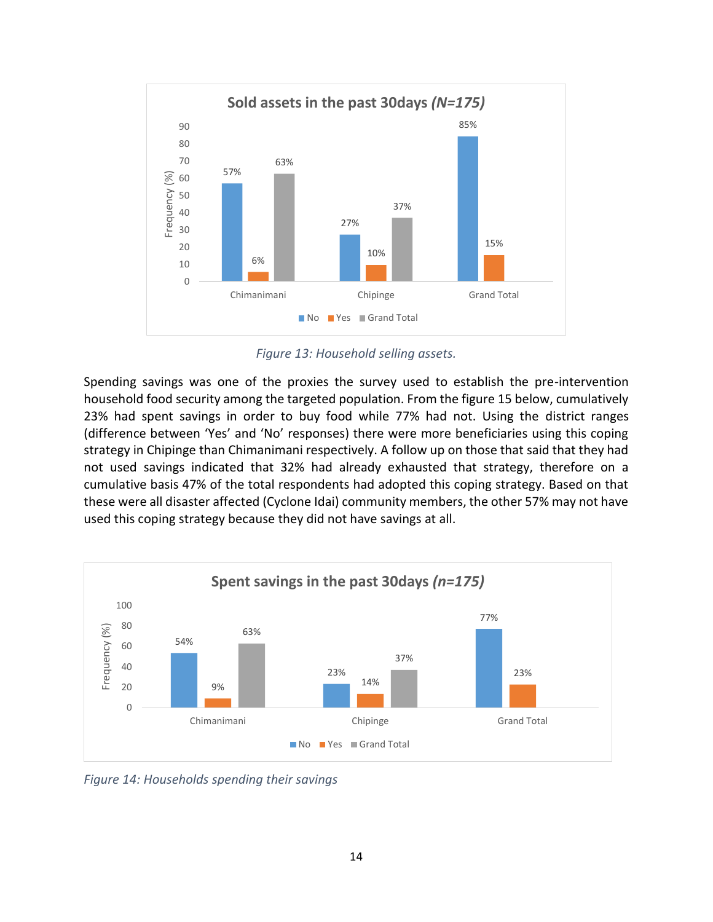**Sold assets in the past 30days *(N=175)***

| | No | Yes | Grand Total |
|---|---|---|---|
| Chimanimani | 57% | 6% | 63% |
| Chipinge | 27% | 10% | 37% |
| Grand Total | 85% | 15% | |

*Figure 13: Household selling assets.*

Spending savings was one of the proxies the survey used to establish the pre-intervention household food security among the targeted population. From the figure 15 below, cumulatively 23% had spent savings in order to buy food while 77% had not. Using the district ranges (difference between 'Yes' and 'No' responses) there were more beneficiaries using this coping strategy in Chipinge than Chimanimani respectively. A follow up on those that said that they had not used savings indicated that 32% had already exhausted that strategy, therefore on a cumulative basis 47% of the total respondents had adopted this coping strategy. Based on that these were all disaster affected (Cyclone Idai) community members, the other 57% may not have used this coping strategy because they did not have savings at all.

**Spent savings in the past 30days *(n=175)***

| | No | Yes | Grand Total |
|---|---|---|---|
| Chimanimani | 54% | 9% | 63% |
| Chipinge | 23% | 14% | 37% |
| Grand Total | 77% | 23% | |

*Figure 14: Households spending their savings*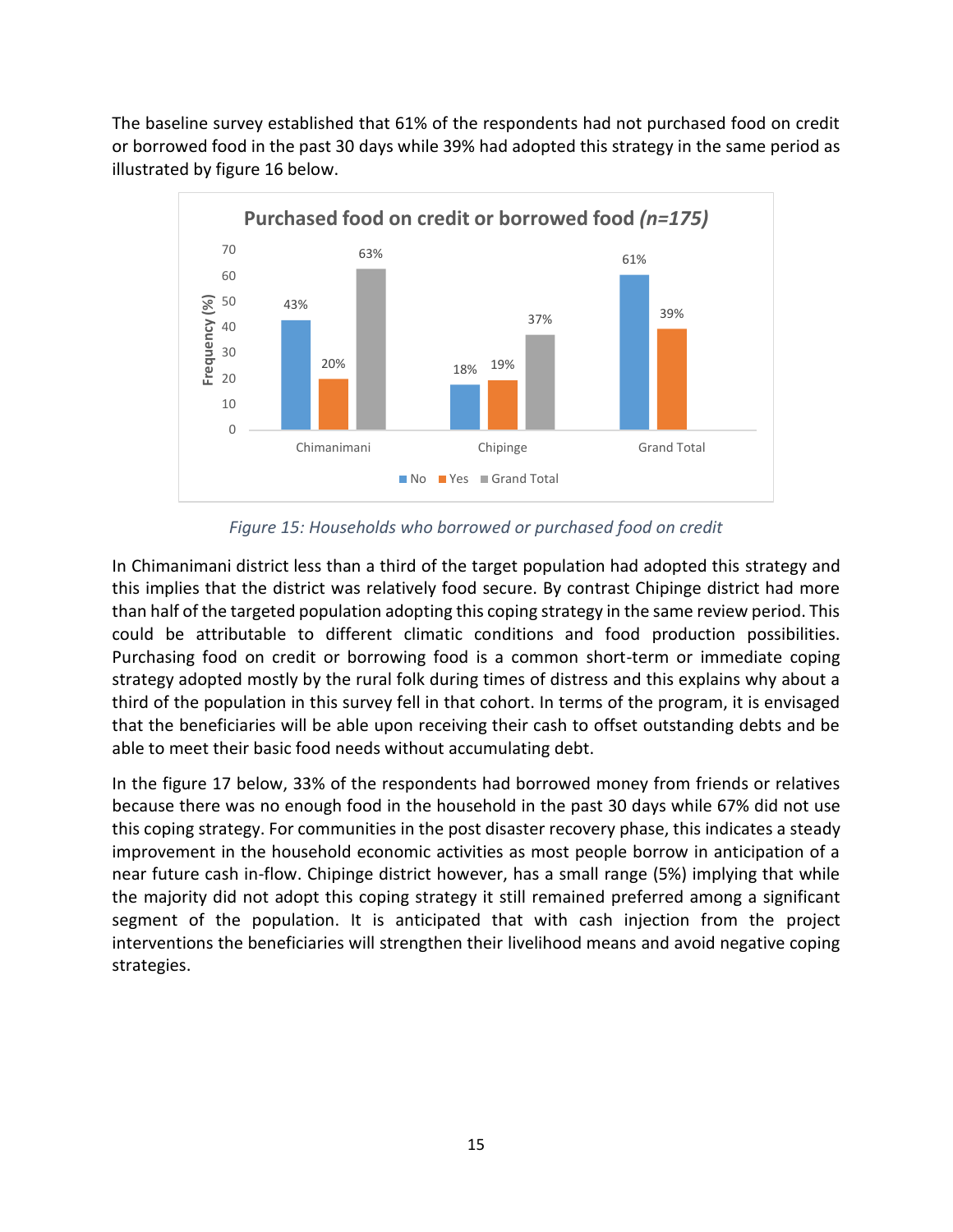The baseline survey established that 61% of the respondents had not purchased food on credit or borrowed food in the past 30 days while 39% had adopted this strategy in the same period as illustrated by figure 16 below.

*Figure 15: Households who borrowed or purchased food on credit*

In Chimanimani district less than a third of the target population had adopted this strategy and this implies that the district was relatively food secure. By contrast Chipinge district had more than half of the targeted population adopting this coping strategy in the same review period. This could be attributable to different climatic conditions and food production possibilities. Purchasing food on credit or borrowing food is a common short-term or immediate coping strategy adopted mostly by the rural folk during times of distress and this explains why about a third of the population in this survey fell in that cohort. In terms of the program, it is envisaged that the beneficiaries will be able upon receiving their cash to offset outstanding debts and be able to meet their basic food needs without accumulating debt.

In the figure 17 below, 33% of the respondents had borrowed money from friends or relatives because there was no enough food in the household in the past 30 days while 67% did not use this coping strategy. For communities in the post disaster recovery phase, this indicates a steady improvement in the household economic activities as most people borrow in anticipation of a near future cash in-flow. Chipinge district however, has a small range (5%) implying that while the majority did not adopt this coping strategy it still remained preferred among a significant segment of the population. It is anticipated that with cash injection from the project interventions the beneficiaries will strengthen their livelihood means and avoid negative coping strategies.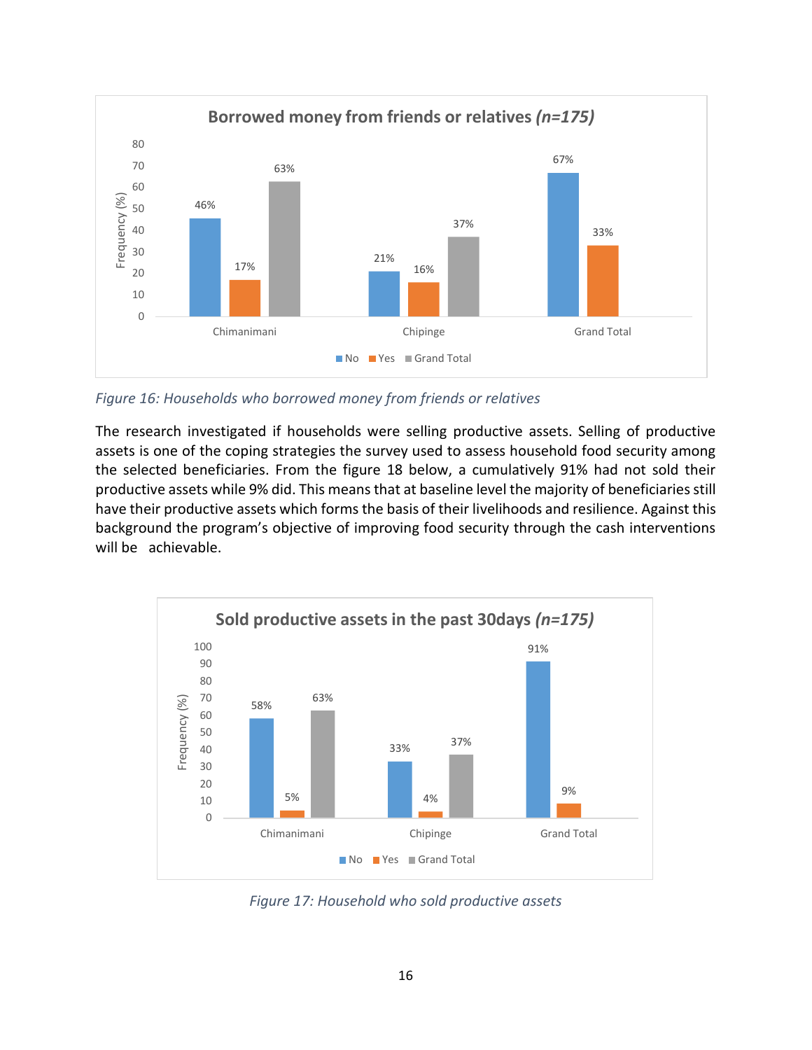Figure 16: Households who borrowed money from friends or relatives

The research investigated if households were selling productive assets. Selling of productive assets is one of the coping strategies the survey used to assess household food security among the selected beneficiaries. From the figure 18 below, a cumulatively 91% had not sold their productive assets while 9% did. This means that at baseline level the majority of beneficiaries still have their productive assets which forms the basis of their livelihoods and resilience. Against this background the program's objective of improving food security through the cash interventions will be achievable.

Figure 17: Household who sold productive assets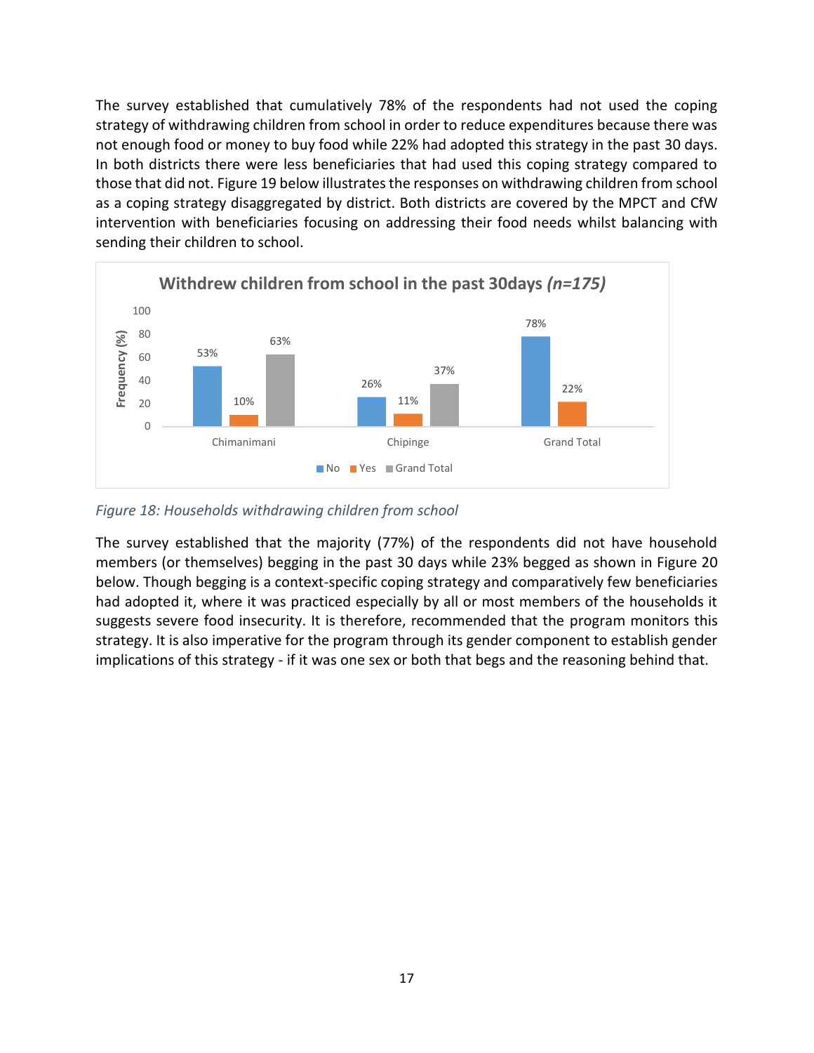The survey established that cumulatively 78% of the respondents had not used the coping strategy of withdrawing children from school in order to reduce expenditures because there was not enough food or money to buy food while 22% had adopted this strategy in the past 30 days. In both districts there were less beneficiaries that had used this coping strategy compared to those that did not. Figure 19 below illustrates the responses on withdrawing children from school as a coping strategy disaggregated by district. Both districts are covered by the MPCT and CfW intervention with beneficiaries focusing on addressing their food needs whilst balancing with sending their children to school.

**Withdrew children from school in the past 30days *(n=175)***

| | No | Yes | Grand Total |
|---|---|---|---|
| Chimanimani | 53% | 10% | 63% |
| Chipinge | 26% | 11% | 37% |
| Grand Total | 78% | 22% | |

*Figure 18: Households withdrawing children from school*

The survey established that the majority (77%) of the respondents did not have household members (or themselves) begging in the past 30 days while 23% begged as shown in Figure 20 below. Though begging is a context-specific coping strategy and comparatively few beneficiaries had adopted it, where it was practiced especially by all or most members of the households it suggests severe food insecurity. It is therefore, recommended that the program monitors this strategy. It is also imperative for the program through its gender component to establish gender implications of this strategy - if it was one sex or both that begs and the reasoning behind that.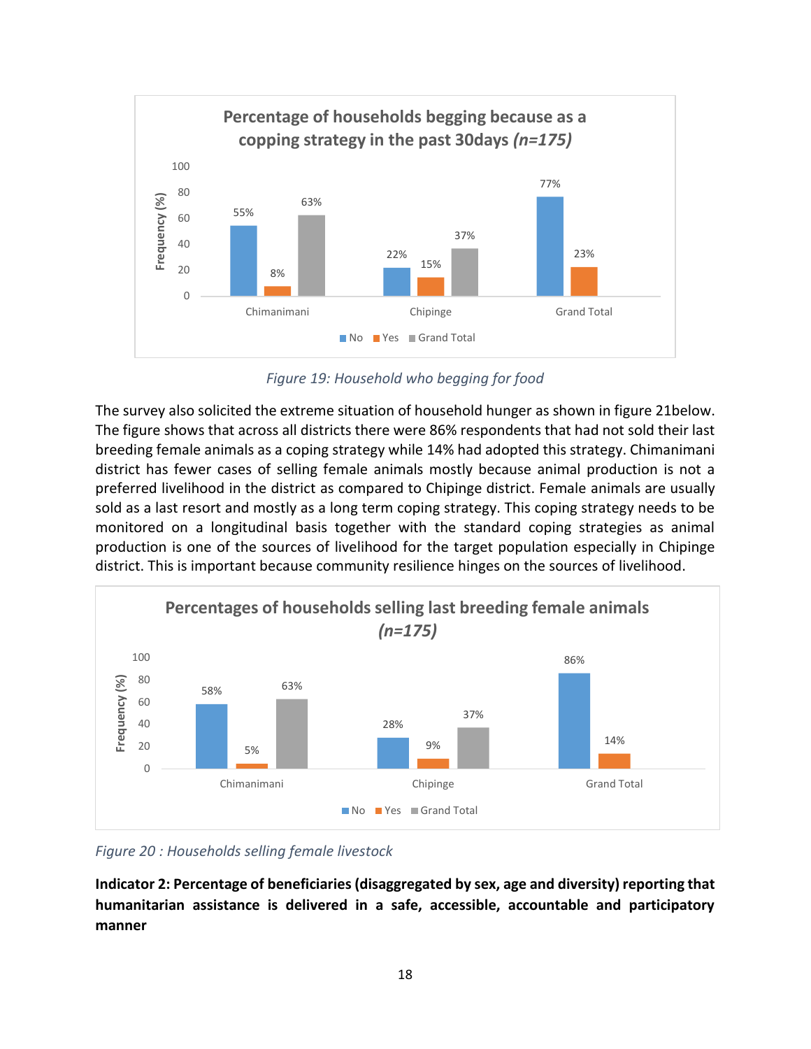**Percentage of households begging because as a copping strategy in the past 30days *(n=175)***

| | No | Yes | Grand Total |
|---|---|---|---|
| Chimanimani | 55% | 8% | 63% |
| Chipinge | 22% | 15% | 37% |
| Grand Total | 77% | 23% | |

*Figure 19: Household who begging for food*

The survey also solicited the extreme situation of household hunger as shown in figure 21below. The figure shows that across all districts there were 86% respondents that had not sold their last breeding female animals as a coping strategy while 14% had adopted this strategy. Chimanimani district has fewer cases of selling female animals mostly because animal production is not a preferred livelihood in the district as compared to Chipinge district. Female animals are usually sold as a last resort and mostly as a long term coping strategy. This coping strategy needs to be monitored on a longitudinal basis together with the standard coping strategies as animal production is one of the sources of livelihood for the target population especially in Chipinge district. This is important because community resilience hinges on the sources of livelihood.

**Percentages of households selling last breeding female animals *(n=175)***

| | No | Yes | Grand Total |
|---|---|---|---|
| Chimanimani | 58% | 5% | 63% |
| Chipinge | 28% | 9% | 37% |
| Grand Total | 86% | 14% | |

*Figure 20 : Households selling female livestock*

**Indicator 2: Percentage of beneficiaries (disaggregated by sex, age and diversity) reporting that humanitarian assistance is delivered in a safe, accessible, accountable and participatory manner**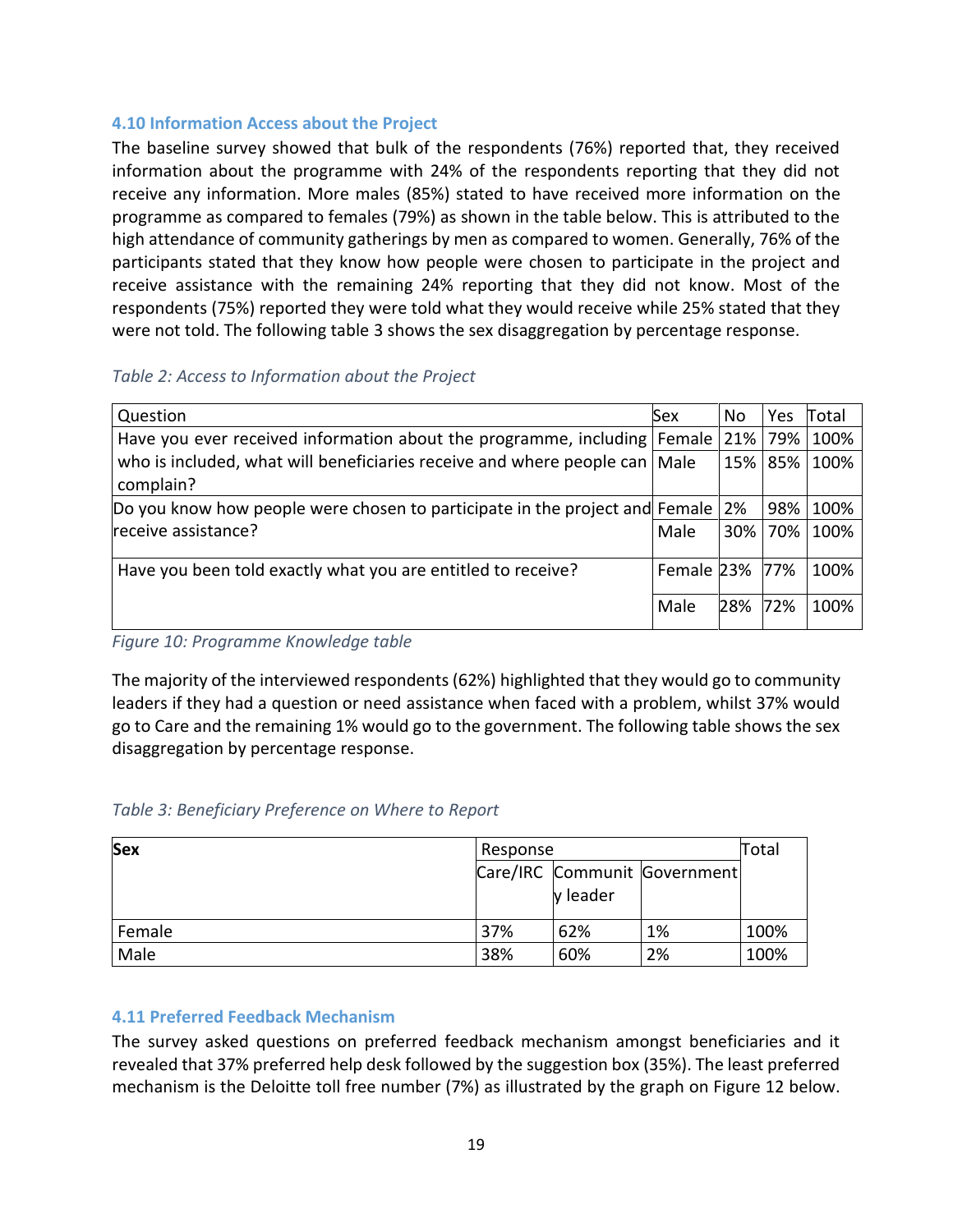### 4.10 Information Access about the Project

The baseline survey showed that bulk of the respondents (76%) reported that, they received information about the programme with 24% of the respondents reporting that they did not receive any information. More males (85%) stated to have received more information on the programme as compared to females (79%) as shown in the table below. This is attributed to the high attendance of community gatherings by men as compared to women. Generally, 76% of the participants stated that they know how people were chosen to participate in the project and receive assistance with the remaining 24% reporting that they did not know. Most of the respondents (75%) reported they were told what they would receive while 25% stated that they were not told. The following table 3 shows the sex disaggregation by percentage response.

*Table 2: Access to Information about the Project*

| Question | Sex | No | Yes | Total |
|---|---|---|---|---|
| Have you ever received information about the programme, including who is included, what will beneficiaries receive and where people can complain? | Female | 21% | 79% | 100% |
| | Male | 15% | 85% | 100% |
| Do you know how people were chosen to participate in the project and receive assistance? | Female | 2% | 98% | 100% |
| | Male | 30% | 70% | 100% |
| Have you been told exactly what you are entitled to receive? | Female | 23% | 77% | 100% |
| | Male | 28% | 72% | 100% |

*Figure 10: Programme Knowledge table*

The majority of the interviewed respondents (62%) highlighted that they would go to community leaders if they had a question or need assistance when faced with a problem, whilst 37% would go to Care and the remaining 1% would go to the government. The following table shows the sex disaggregation by percentage response.

*Table 3: Beneficiary Preference on Where to Report*

| **Sex** | Response | | | Total |
|---|---|---|---|---|
| | Care/IRC | Community leader | Government | |
| Female | 37% | 62% | 1% | 100% |
| Male | 38% | 60% | 2% | 100% |

### 4.11 Preferred Feedback Mechanism

The survey asked questions on preferred feedback mechanism amongst beneficiaries and it revealed that 37% preferred help desk followed by the suggestion box (35%). The least preferred mechanism is the Deloitte toll free number (7%) as illustrated by the graph on Figure 12 below.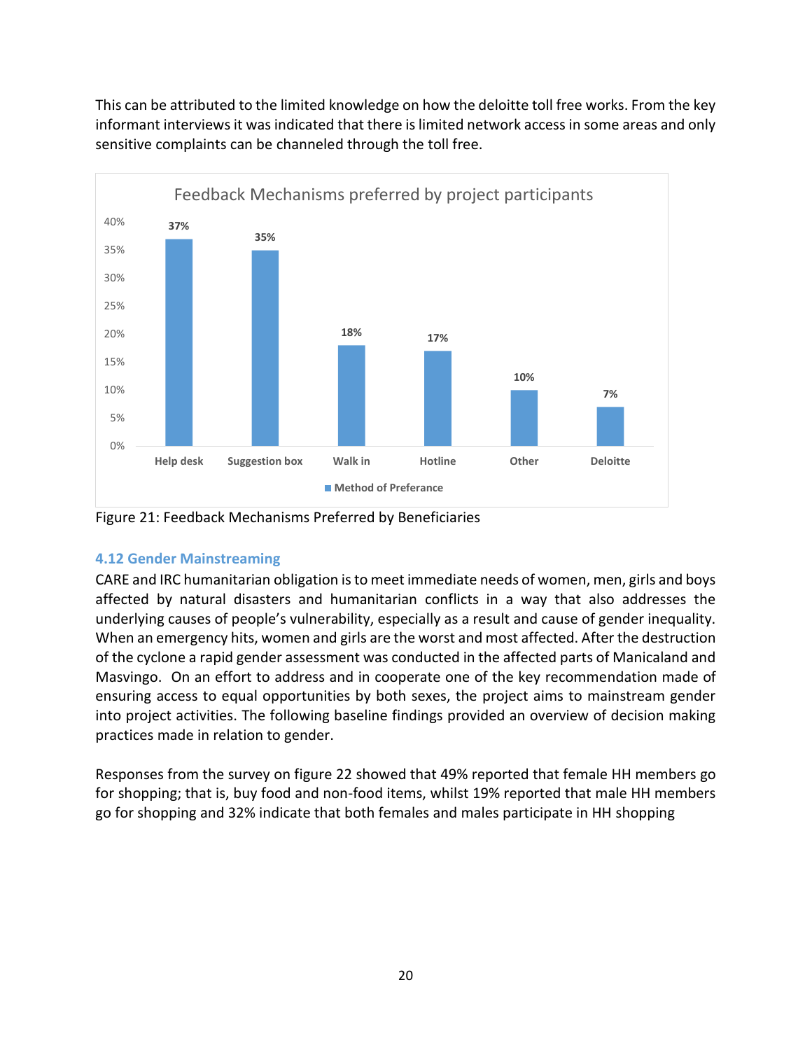This can be attributed to the limited knowledge on how the deloitte toll free works. From the key informant interviews it was indicated that there is limited network access in some areas and only sensitive complaints can be channeled through the toll free.

**Feedback Mechanisms preferred by project participants**

| Method of Preferance | Percentage |
|---|---|
| Help desk | 37% |
| Suggestion box | 35% |
| Walk in | 18% |
| Hotline | 17% |
| Other | 10% |
| Deloitte | 7% |

Figure 21: Feedback Mechanisms Preferred by Beneficiaries

### 4.12 Gender Mainstreaming

CARE and IRC humanitarian obligation is to meet immediate needs of women, men, girls and boys affected by natural disasters and humanitarian conflicts in a way that also addresses the underlying causes of people's vulnerability, especially as a result and cause of gender inequality. When an emergency hits, women and girls are the worst and most affected. After the destruction of the cyclone a rapid gender assessment was conducted in the affected parts of Manicaland and Masvingo. On an effort to address and in cooperate one of the key recommendation made of ensuring access to equal opportunities by both sexes, the project aims to mainstream gender into project activities. The following baseline findings provided an overview of decision making practices made in relation to gender.

Responses from the survey on figure 22 showed that 49% reported that female HH members go for shopping; that is, buy food and non-food items, whilst 19% reported that male HH members go for shopping and 32% indicate that both females and males participate in HH shopping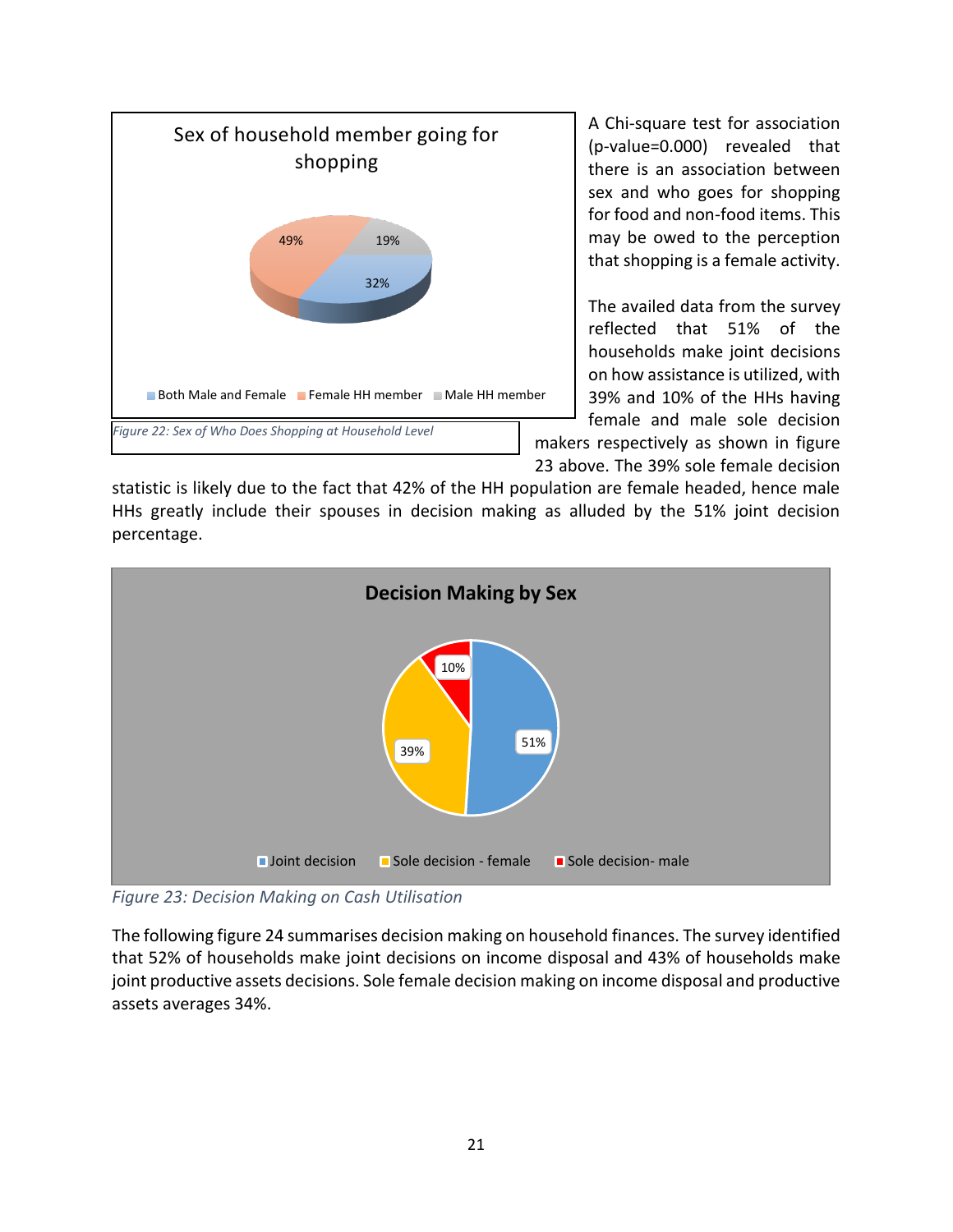Sex of household member going for shopping

49% | 19% | 32%

Both Male and Female | Female HH member | Male HH member

*Figure 22: Sex of Who Does Shopping at Household Level*

A Chi-square test for association (p-value=0.000) revealed that there is an association between sex and who goes for shopping for food and non-food items. This may be owed to the perception that shopping is a female activity.

The availed data from the survey reflected that 51% of the households make joint decisions on how assistance is utilized, with 39% and 10% of the HHs having female and male sole decision makers respectively as shown in figure 23 above. The 39% sole female decision statistic is likely due to the fact that 42% of the HH population are female headed, hence male HHs greatly include their spouses in decision making as alluded by the 51% joint decision percentage.

**Decision Making by Sex**

10% | 39% | 51%

Joint decision | Sole decision - female | Sole decision- male

*Figure 23: Decision Making on Cash Utilisation*

The following figure 24 summarises decision making on household finances. The survey identified that 52% of households make joint decisions on income disposal and 43% of households make joint productive assets decisions. Sole female decision making on income disposal and productive assets averages 34%.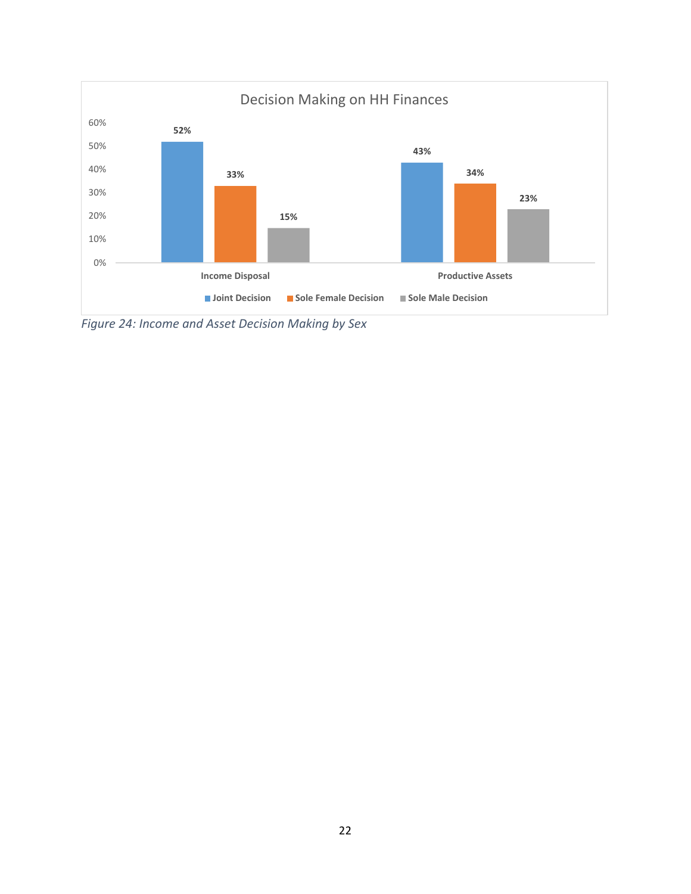**Decision Making on HH Finances**

| | Joint Decision | Sole Female Decision | Sole Male Decision |
|---|---|---|---|
| Income Disposal | 52% | 33% | 15% |
| Productive Assets | 43% | 34% | 23% |

*Figure 24: Income and Asset Decision Making by Sex*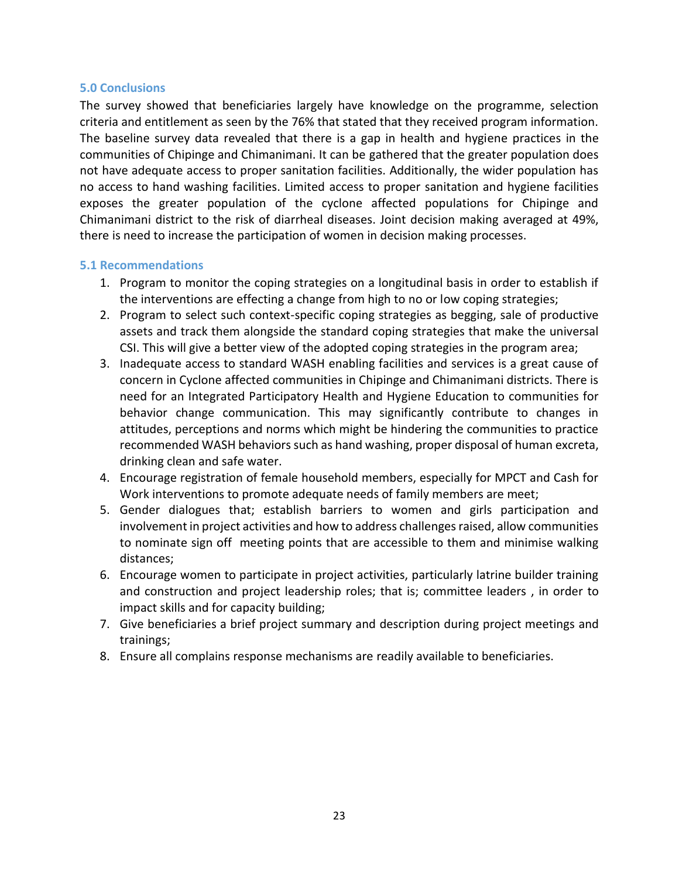## 5.0 Conclusions

The survey showed that beneficiaries largely have knowledge on the programme, selection criteria and entitlement as seen by the 76% that stated that they received program information. The baseline survey data revealed that there is a gap in health and hygiene practices in the communities of Chipinge and Chimanimani. It can be gathered that the greater population does not have adequate access to proper sanitation facilities. Additionally, the wider population has no access to hand washing facilities. Limited access to proper sanitation and hygiene facilities exposes the greater population of the cyclone affected populations for Chipinge and Chimanimani district to the risk of diarrheal diseases. Joint decision making averaged at 49%, there is need to increase the participation of women in decision making processes.

## 5.1 Recommendations

1. Program to monitor the coping strategies on a longitudinal basis in order to establish if the interventions are effecting a change from high to no or low coping strategies;
2. Program to select such context-specific coping strategies as begging, sale of productive assets and track them alongside the standard coping strategies that make the universal CSI. This will give a better view of the adopted coping strategies in the program area;
3. Inadequate access to standard WASH enabling facilities and services is a great cause of concern in Cyclone affected communities in Chipinge and Chimanimani districts. There is need for an Integrated Participatory Health and Hygiene Education to communities for behavior change communication. This may significantly contribute to changes in attitudes, perceptions and norms which might be hindering the communities to practice recommended WASH behaviors such as hand washing, proper disposal of human excreta, drinking clean and safe water.
4. Encourage registration of female household members, especially for MPCT and Cash for Work interventions to promote adequate needs of family members are meet;
5. Gender dialogues that; establish barriers to women and girls participation and involvement in project activities and how to address challenges raised, allow communities to nominate sign off meeting points that are accessible to them and minimise walking distances;
6. Encourage women to participate in project activities, particularly latrine builder training and construction and project leadership roles; that is; committee leaders , in order to impact skills and for capacity building;
7. Give beneficiaries a brief project summary and description during project meetings and trainings;
8. Ensure all complains response mechanisms are readily available to beneficiaries.